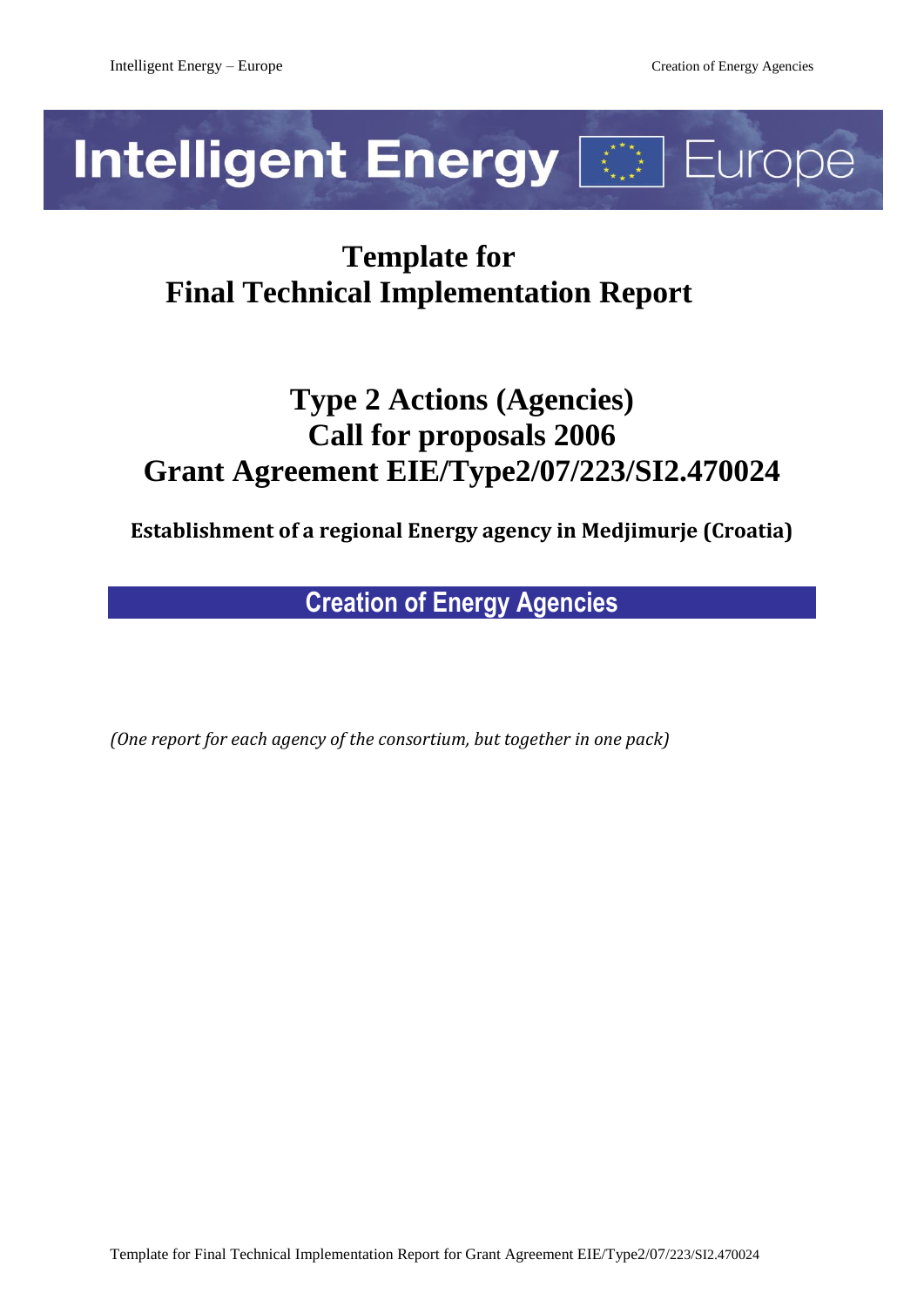# Intelligent Energy Europe

# Template for Final Technical Implementation Report

## Type 2 Actions (Agencies)
## Call for proposals 2006
## Grant Agreement EIE/Type2/07/223/SI2.470024

**Establishment of a regional Energy agency in Medjimurje (Croatia)**

## Creation of Energy Agencies

*(One report for each agency of the consortium, but together in one pack)*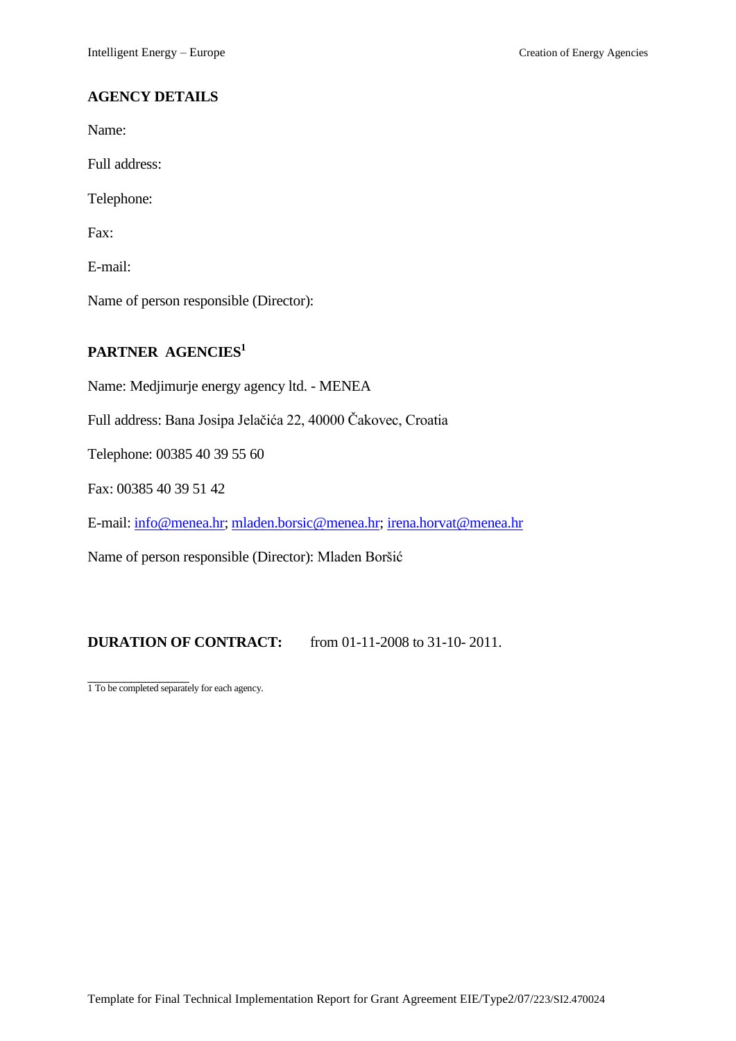## AGENCY DETAILS

Name:

Full address:

Telephone:

Fax:

E-mail:

Name of person responsible (Director):

## PARTNER AGENCIES[1]

Name: Medjimurje energy agency ltd. - MENEA

Full address: Bana Josipa Jelačića 22, 40000 Čakovec, Croatia

Telephone: 00385 40 39 55 60

Fax: 00385 40 39 51 42

E-mail: info@menea.hr; mladen.borsic@menea.hr; irena.horvat@menea.hr

Name of person responsible (Director): Mladen Boršić

**DURATION OF CONTRACT:** from 01-11-2008 to 31-10- 2011.

---

1 To be completed separately for each agency.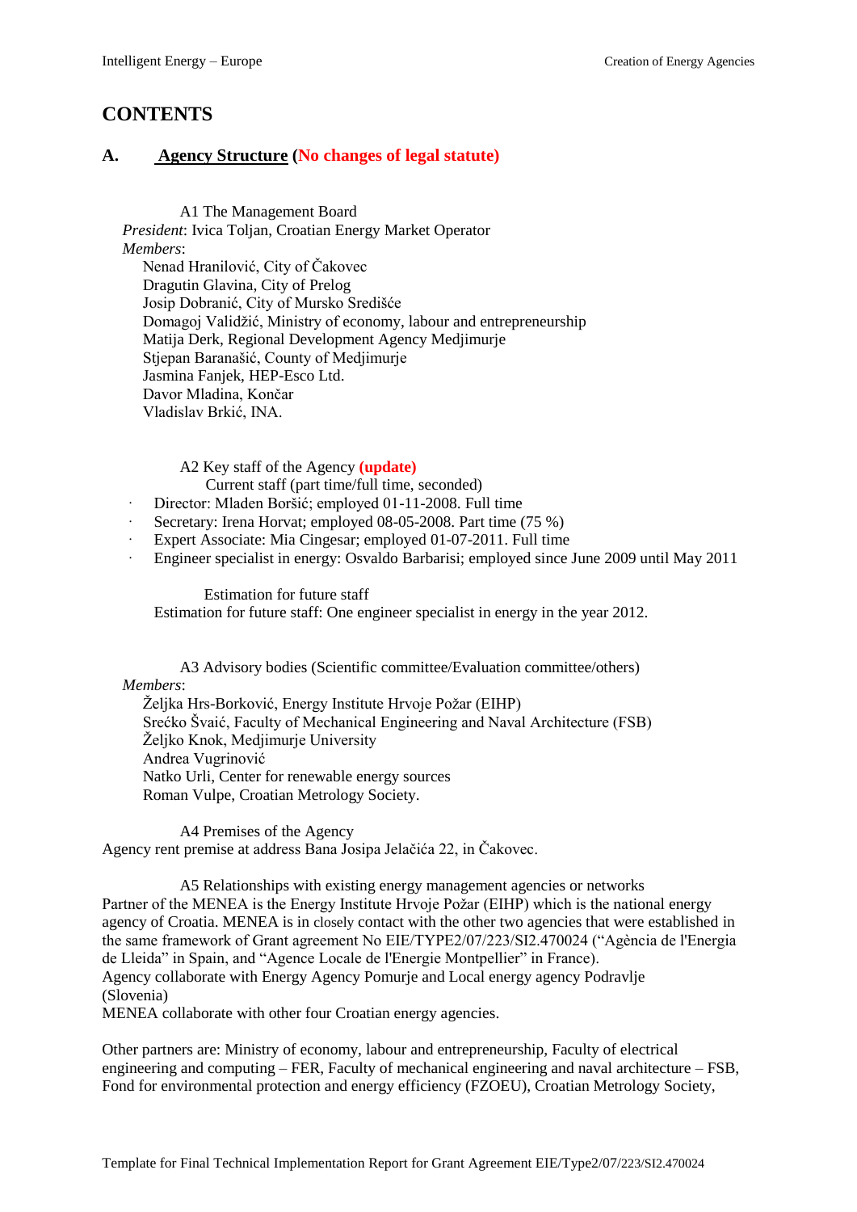# CONTENTS

## A. Agency Structure (No changes of legal statute)

### A1 The Management Board

*President*: Ivica Toljan, Croatian Energy Market Operator

*Members*:

Nenad Hranilović, City of Čakovec
Dragutin Glavina, City of Prelog
Josip Dobranić, City of Mursko Središće
Domagoj Validžić, Ministry of economy, labour and entrepreneurship
Matija Derk, Regional Development Agency Medjimurje
Stjepan Baranašić, County of Medjimurje
Jasmina Fanjek, HEP-Esco Ltd.
Davor Mladina, Končar
Vladislav Brkić, INA.

### A2 Key staff of the Agency (update)

Current staff (part time/full time, seconded)

- Director: Mladen Boršić; employed 01-11-2008. Full time
- Secretary: Irena Horvat; employed 08-05-2008. Part time (75 %)
- Expert Associate: Mia Cingesar; employed 01-07-2011. Full time
- Engineer specialist in energy: Osvaldo Barbarisi; employed since June 2009 until May 2011

Estimation for future staff

Estimation for future staff: One engineer specialist in energy in the year 2012.

### A3 Advisory bodies (Scientific committee/Evaluation committee/others)

*Members*:

Željka Hrs-Borković, Energy Institute Hrvoje Požar (EIHP)
Srećko Švaić, Faculty of Mechanical Engineering and Naval Architecture (FSB)
Željko Knok, Medjimurje University
Andrea Vugrinović
Natko Urli, Center for renewable energy sources
Roman Vulpe, Croatian Metrology Society.

### A4 Premises of the Agency

Agency rent premise at address Bana Josipa Jelačića 22, in Čakovec.

### A5 Relationships with existing energy management agencies or networks

Partner of the MENEA is the Energy Institute Hrvoje Požar (EIHP) which is the national energy agency of Croatia. MENEA is in closely contact with the other two agencies that were established in the same framework of Grant agreement No EIE/TYPE2/07/223/SI2.470024 ("Agència de l'Energia de Lleida" in Spain, and "Agence Locale de l'Energie Montpellier" in France).
Agency collaborate with Energy Agency Pomurje and Local energy agency Podravlje (Slovenia)
MENEA collaborate with other four Croatian energy agencies.

Other partners are: Ministry of economy, labour and entrepreneurship, Faculty of electrical engineering and computing – FER, Faculty of mechanical engineering and naval architecture – FSB, Fond for environmental protection and energy efficiency (FZOEU), Croatian Metrology Society,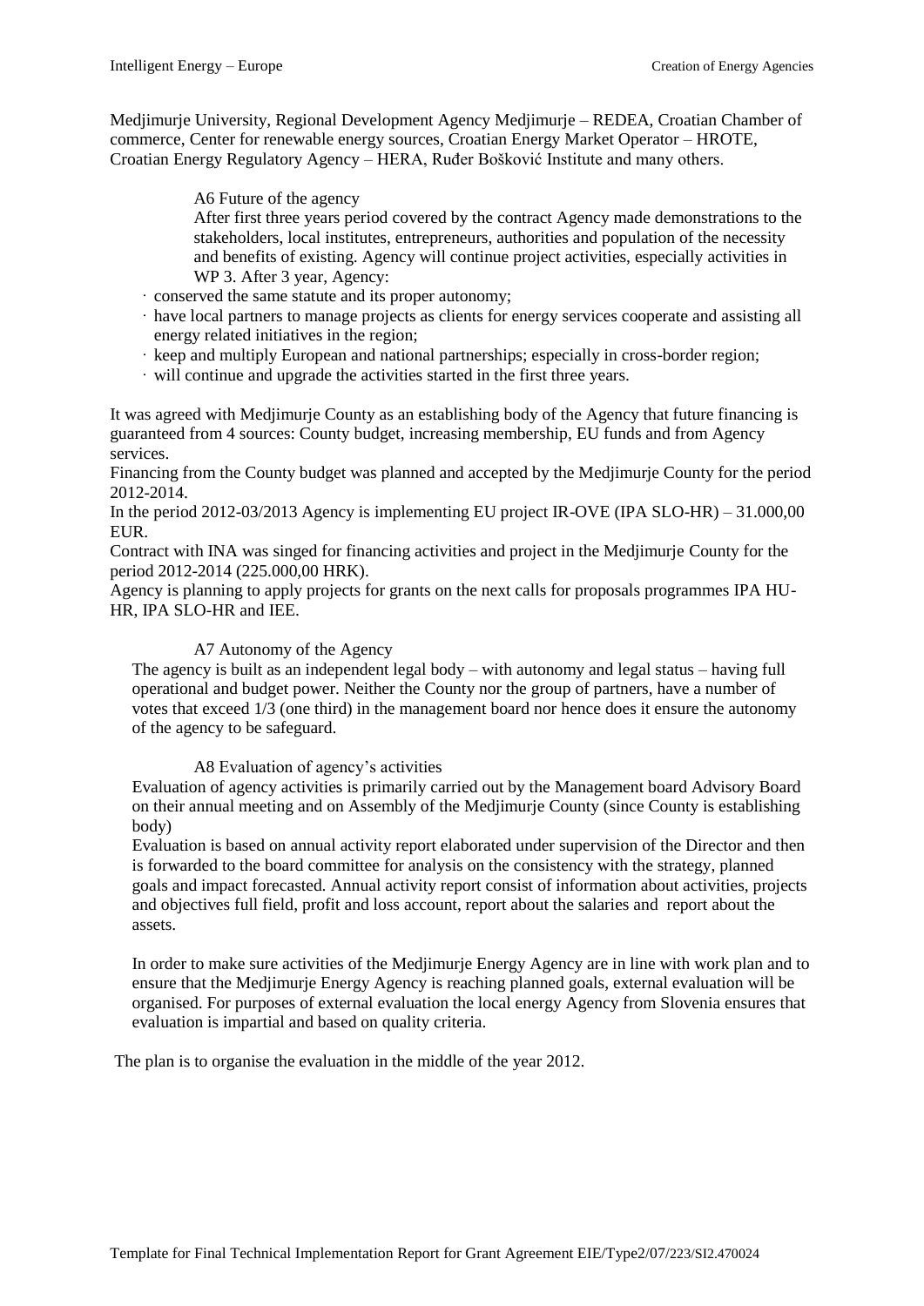Medjimurje University, Regional Development Agency Medjimurje – REDEA, Croatian Chamber of commerce, Center for renewable energy sources, Croatian Energy Market Operator – HROTE, Croatian Energy Regulatory Agency – HERA, Ruđer Bošković Institute and many others.

### A6 Future of the agency

After first three years period covered by the contract Agency made demonstrations to the stakeholders, local institutes, entrepreneurs, authorities and population of the necessity and benefits of existing. Agency will continue project activities, especially activities in WP 3. After 3 year, Agency:

- conserved the same statute and its proper autonomy;
- have local partners to manage projects as clients for energy services cooperate and assisting all energy related initiatives in the region;
- keep and multiply European and national partnerships; especially in cross-border region;
- will continue and upgrade the activities started in the first three years.

It was agreed with Medjimurje County as an establishing body of the Agency that future financing is guaranteed from 4 sources: County budget, increasing membership, EU funds and from Agency services.

Financing from the County budget was planned and accepted by the Medjimurje County for the period 2012-2014.

In the period 2012-03/2013 Agency is implementing EU project IR-OVE (IPA SLO-HR) – 31.000,00 EUR.

Contract with INA was singed for financing activities and project in the Medjimurje County for the period 2012-2014 (225.000,00 HRK).

Agency is planning to apply projects for grants on the next calls for proposals programmes IPA HU-HR, IPA SLO-HR and IEE.

### A7 Autonomy of the Agency

The agency is built as an independent legal body – with autonomy and legal status – having full operational and budget power. Neither the County nor the group of partners, have a number of votes that exceed 1/3 (one third) in the management board nor hence does it ensure the autonomy of the agency to be safeguard.

### A8 Evaluation of agency's activities

Evaluation of agency activities is primarily carried out by the Management board Advisory Board on their annual meeting and on Assembly of the Medjimurje County (since County is establishing body)

Evaluation is based on annual activity report elaborated under supervision of the Director and then is forwarded to the board committee for analysis on the consistency with the strategy, planned goals and impact forecasted. Annual activity report consist of information about activities, projects and objectives full field, profit and loss account, report about the salaries and report about the assets.

In order to make sure activities of the Medjimurje Energy Agency are in line with work plan and to ensure that the Medjimurje Energy Agency is reaching planned goals, external evaluation will be organised. For purposes of external evaluation the local energy Agency from Slovenia ensures that evaluation is impartial and based on quality criteria.

The plan is to organise the evaluation in the middle of the year 2012.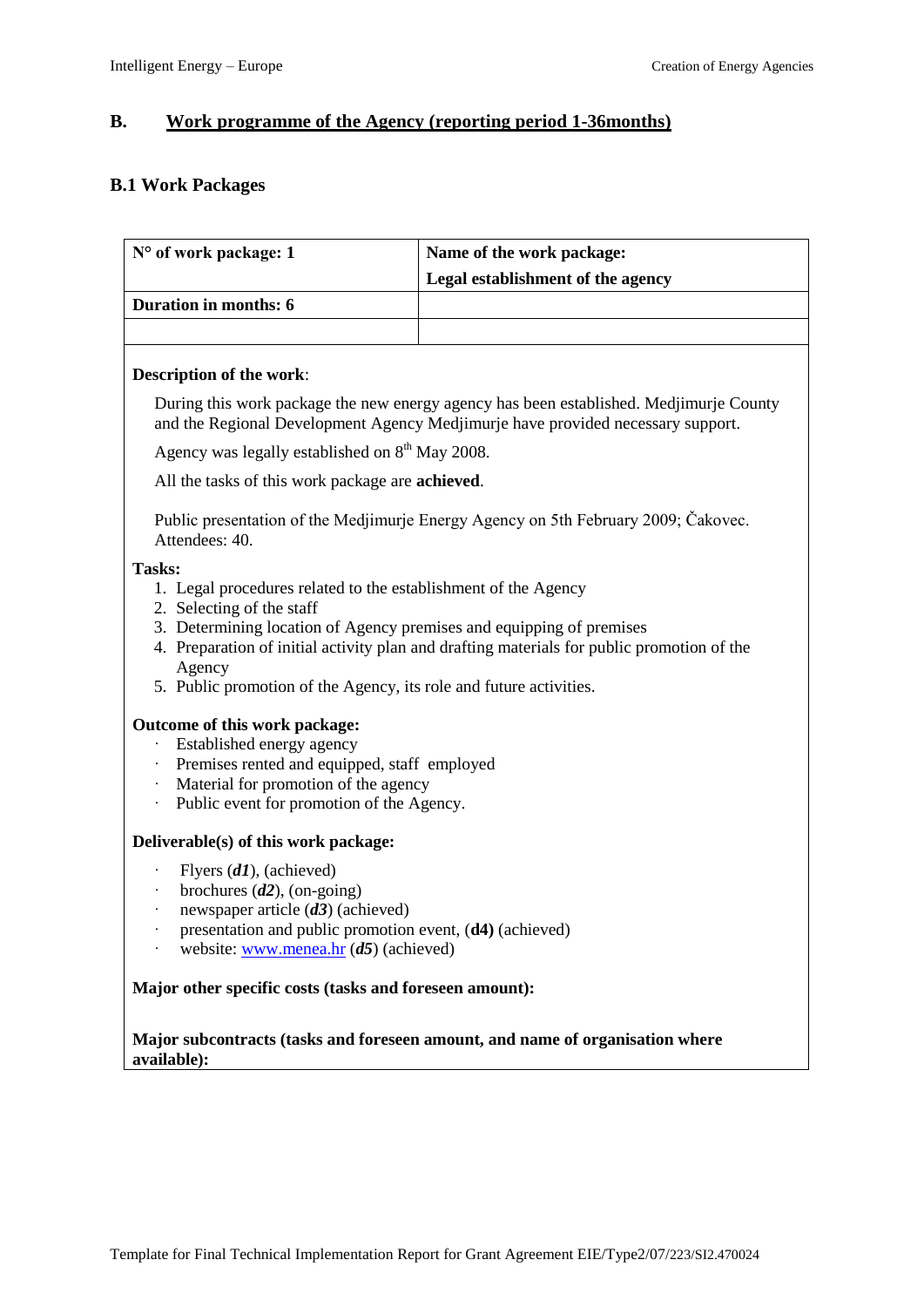## B. Work programme of the Agency (reporting period 1-36months)

### B.1 Work Packages

| N° of work package: 1 | Name of the work package: Legal establishment of the agency |
|---|---|
| Duration in months: 6 | |
| | |

**Description of the work**:

During this work package the new energy agency has been established. Medjimurje County and the Regional Development Agency Medjimurje have provided necessary support.

Agency was legally established on 8th May 2008.

All the tasks of this work package are **achieved**.

Public presentation of the Medjimurje Energy Agency on 5th February 2009; Čakovec. Attendees: 40.

**Tasks:**

1. Legal procedures related to the establishment of the Agency
2. Selecting of the staff
3. Determining location of Agency premises and equipping of premises
4. Preparation of initial activity plan and drafting materials for public promotion of the Agency
5. Public promotion of the Agency, its role and future activities.

**Outcome of this work package:**

- Established energy agency
- Premises rented and equipped, staff employed
- Material for promotion of the agency
- Public event for promotion of the Agency.

**Deliverable(s) of this work package:**

- Flyers (***d1***), (achieved)
- brochures (***d2***), (on-going)
- newspaper article (***d3***) (achieved)
- presentation and public promotion event, (**d4)** (achieved)
- website: www.menea.hr (***d5***) (achieved)

**Major other specific costs (tasks and foreseen amount):**

**Major subcontracts (tasks and foreseen amount, and name of organisation where available):**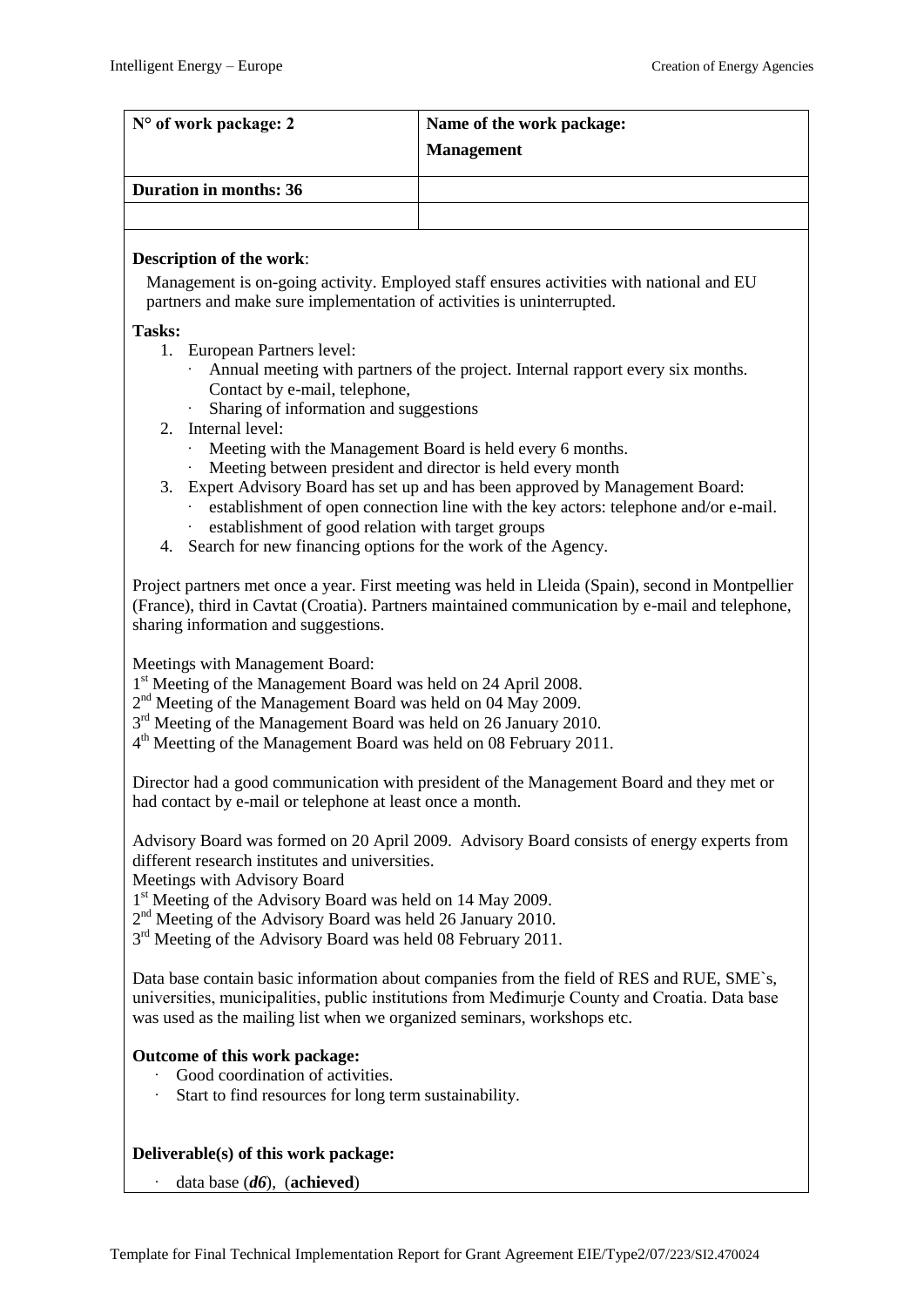| N° of work package: 2 | Name of the work package: **Management** |
|---|---|
| **Duration in months: 36** | |
| | |

**Description of the work**:

Management is on-going activity. Employed staff ensures activities with national and EU partners and make sure implementation of activities is uninterrupted.

**Tasks:**

1. European Partners level:
   - Annual meeting with partners of the project. Internal rapport every six months. Contact by e-mail, telephone,
   - Sharing of information and suggestions
2. Internal level:
   - Meeting with the Management Board is held every 6 months.
   - Meeting between president and director is held every month
3. Expert Advisory Board has set up and has been approved by Management Board:
   - establishment of open connection line with the key actors: telephone and/or e-mail.
   - establishment of good relation with target groups
4. Search for new financing options for the work of the Agency.

Project partners met once a year. First meeting was held in Lleida (Spain), second in Montpellier (France), third in Cavtat (Croatia). Partners maintained communication by e-mail and telephone, sharing information and suggestions.

Meetings with Management Board:
1st Meeting of the Management Board was held on 24 April 2008.
2nd Meeting of the Management Board was held on 04 May 2009.
3rd Meeting of the Management Board was held on 26 January 2010.
4th Meetting of the Management Board was held on 08 February 2011.

Director had a good communication with president of the Management Board and they met or had contact by e-mail or telephone at least once a month.

Advisory Board was formed on 20 April 2009. Advisory Board consists of energy experts from different research institutes and universities.
Meetings with Advisory Board
1st Meeting of the Advisory Board was held on 14 May 2009.
2nd Meeting of the Advisory Board was held 26 January 2010.
3rd Meeting of the Advisory Board was held 08 February 2011.

Data base contain basic information about companies from the field of RES and RUE, SME`s, universities, municipalities, public institutions from Međimurje County and Croatia. Data base was used as the mailing list when we organized seminars, workshops etc.

**Outcome of this work package:**

- Good coordination of activities.
- Start to find resources for long term sustainability.

**Deliverable(s) of this work package:**

- data base (***d6***), (**achieved**)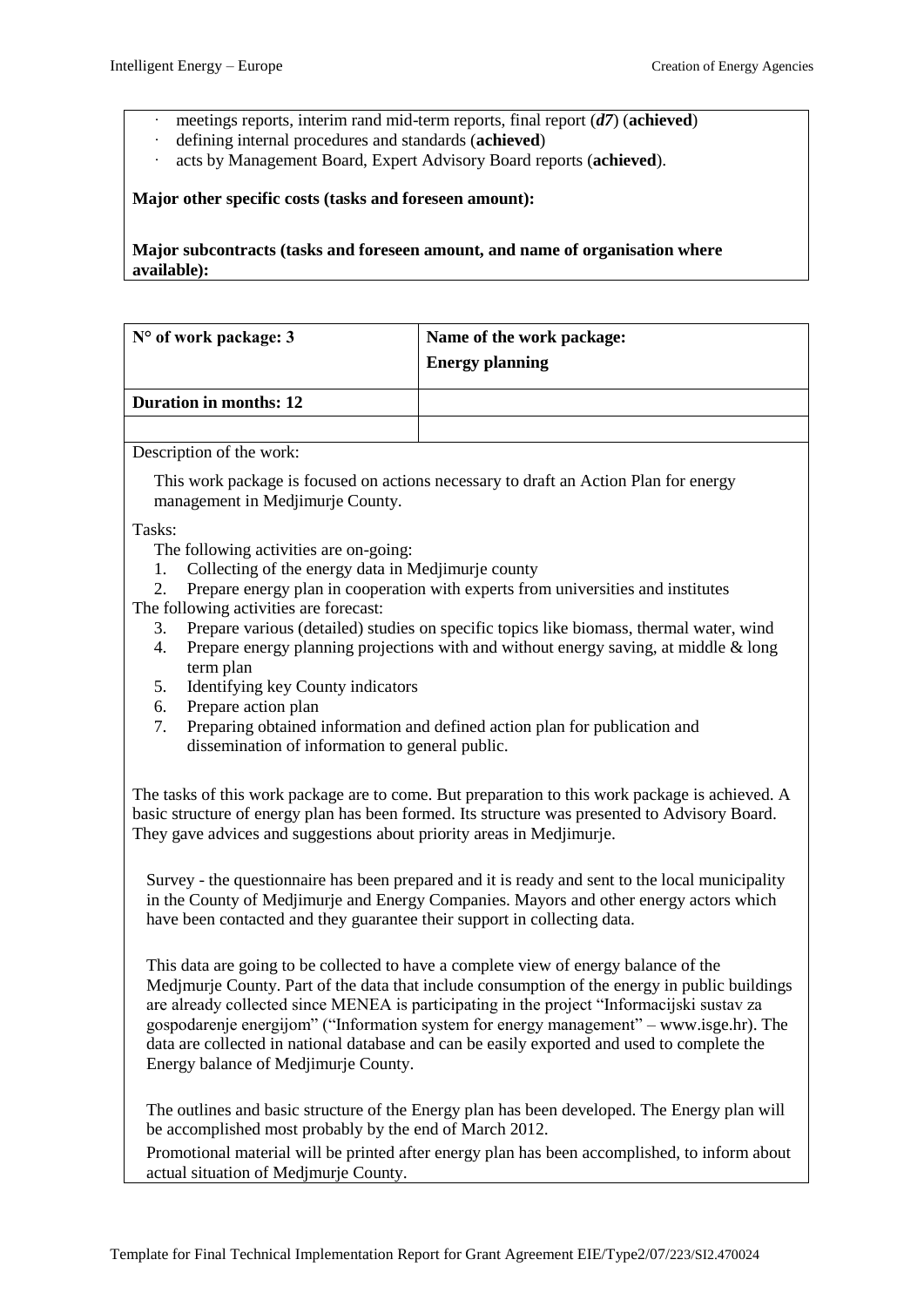- meetings reports, interim rand mid-term reports, final report (***d7***) (**achieved**)
- defining internal procedures and standards (**achieved**)
- acts by Management Board, Expert Advisory Board reports (**achieved**).

**Major other specific costs (tasks and foreseen amount):**

**Major subcontracts (tasks and foreseen amount, and name of organisation where available):**

| **N° of work package: 3** | **Name of the work package:** **Energy planning** |
|---|---|
| **Duration in months: 12** | |
| | |

Description of the work:

This work package is focused on actions necessary to draft an Action Plan for energy management in Medjimurje County.

Tasks:

The following activities are on-going:

1. Collecting of the energy data in Medjimurje county
2. Prepare energy plan in cooperation with experts from universities and institutes

The following activities are forecast:

3. Prepare various (detailed) studies on specific topics like biomass, thermal water, wind
4. Prepare energy planning projections with and without energy saving, at middle & long term plan
5. Identifying key County indicators
6. Prepare action plan
7. Preparing obtained information and defined action plan for publication and dissemination of information to general public.

The tasks of this work package are to come. But preparation to this work package is achieved. A basic structure of energy plan has been formed. Its structure was presented to Advisory Board. They gave advices and suggestions about priority areas in Medjimurje.

Survey - the questionnaire has been prepared and it is ready and sent to the local municipality in the County of Medjimurje and Energy Companies. Mayors and other energy actors which have been contacted and they guarantee their support in collecting data.

This data are going to be collected to have a complete view of energy balance of the Medjmurje County. Part of the data that include consumption of the energy in public buildings are already collected since MENEA is participating in the project "Informacijski sustav za gospodarenje energijom" ("Information system for energy management" – www.isge.hr). The data are collected in national database and can be easily exported and used to complete the Energy balance of Medjimurje County.

The outlines and basic structure of the Energy plan has been developed. The Energy plan will be accomplished most probably by the end of March 2012.

Promotional material will be printed after energy plan has been accomplished, to inform about actual situation of Medjmurje County.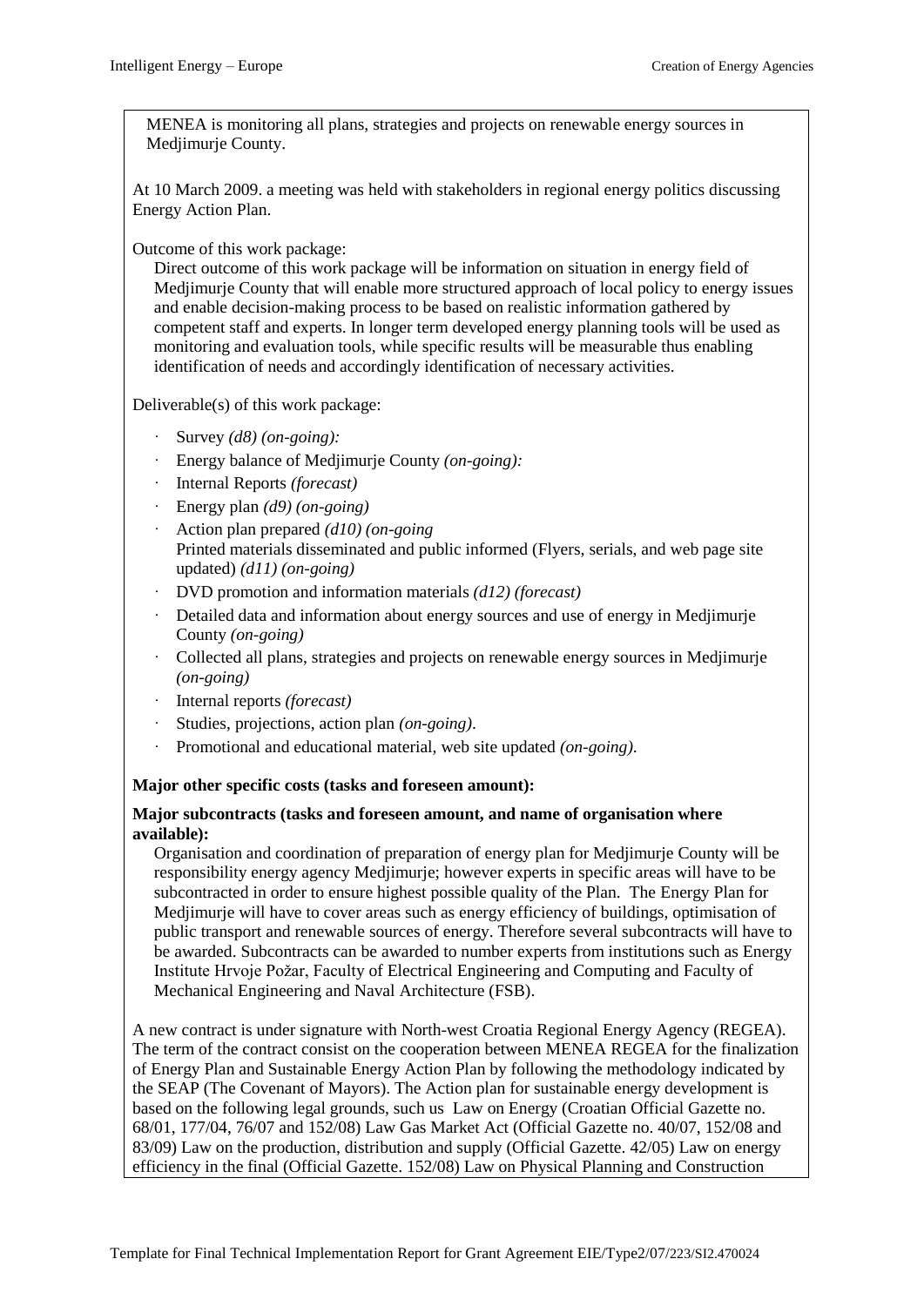MENEA is monitoring all plans, strategies and projects on renewable energy sources in Medjimurje County.

At 10 March 2009. a meeting was held with stakeholders in regional energy politics discussing Energy Action Plan.

Outcome of this work package:

Direct outcome of this work package will be information on situation in energy field of Medjimurje County that will enable more structured approach of local policy to energy issues and enable decision-making process to be based on realistic information gathered by competent staff and experts. In longer term developed energy planning tools will be used as monitoring and evaluation tools, while specific results will be measurable thus enabling identification of needs and accordingly identification of necessary activities.

Deliverable(s) of this work package:

- Survey *(d8) (on-going):*
- Energy balance of Medjimurje County *(on-going):*
- Internal Reports *(forecast)*
- Energy plan *(d9) (on-going)*
- Action plan prepared *(d10) (on-going*
  Printed materials disseminated and public informed (Flyers, serials, and web page site updated) *(d11) (on-going)*
- DVD promotion and information materials *(d12) (forecast)*
- Detailed data and information about energy sources and use of energy in Medjimurje County *(on-going)*
- Collected all plans, strategies and projects on renewable energy sources in Medjimurje *(on-going)*
- Internal reports *(forecast)*
- Studies, projections, action plan *(on-going)*.
- Promotional and educational material, web site updated *(on-going)*.

**Major other specific costs (tasks and foreseen amount):**

**Major subcontracts (tasks and foreseen amount, and name of organisation where available):**

Organisation and coordination of preparation of energy plan for Medjimurje County will be responsibility energy agency Medjimurje; however experts in specific areas will have to be subcontracted in order to ensure highest possible quality of the Plan. The Energy Plan for Medjimurje will have to cover areas such as energy efficiency of buildings, optimisation of public transport and renewable sources of energy. Therefore several subcontracts will have to be awarded. Subcontracts can be awarded to number experts from institutions such as Energy Institute Hrvoje Požar, Faculty of Electrical Engineering and Computing and Faculty of Mechanical Engineering and Naval Architecture (FSB).

A new contract is under signature with North-west Croatia Regional Energy Agency (REGEA). The term of the contract consist on the cooperation between MENEA REGEA for the finalization of Energy Plan and Sustainable Energy Action Plan by following the methodology indicated by the SEAP (The Covenant of Mayors). The Action plan for sustainable energy development is based on the following legal grounds, such us Law on Energy (Croatian Official Gazette no. 68/01, 177/04, 76/07 and 152/08) Law Gas Market Act (Official Gazette no. 40/07, 152/08 and 83/09) Law on the production, distribution and supply (Official Gazette. 42/05) Law on energy efficiency in the final (Official Gazette. 152/08) Law on Physical Planning and Construction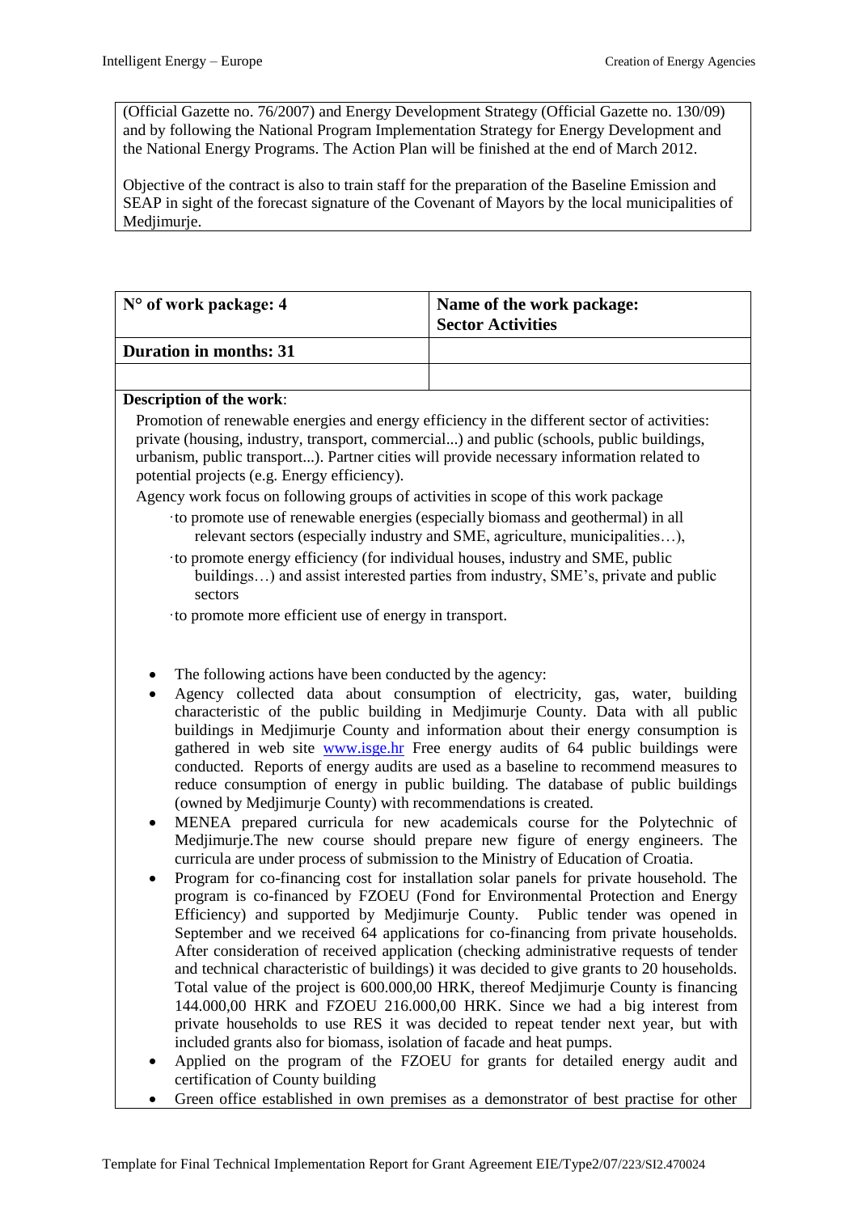(Official Gazette no. 76/2007) and Energy Development Strategy (Official Gazette no. 130/09) and by following the National Program Implementation Strategy for Energy Development and the National Energy Programs. The Action Plan will be finished at the end of March 2012.

Objective of the contract is also to train staff for the preparation of the Baseline Emission and SEAP in sight of the forecast signature of the Covenant of Mayors by the local municipalities of Medjimurje.

| **N° of work package: 4** | **Name of the work package: Sector Activities** |
|---|---|
| **Duration in months: 31** | |
| | |

**Description of the work**:

Promotion of renewable energies and energy efficiency in the different sector of activities: private (housing, industry, transport, commercial...) and public (schools, public buildings, urbanism, public transport...). Partner cities will provide necessary information related to potential projects (e.g. Energy efficiency).

Agency work focus on following groups of activities in scope of this work package

- to promote use of renewable energies (especially biomass and geothermal) in all relevant sectors (especially industry and SME, agriculture, municipalities…),
- to promote energy efficiency (for individual houses, industry and SME, public buildings…) and assist interested parties from industry, SME's, private and public sectors
- to promote more efficient use of energy in transport.

- The following actions have been conducted by the agency:
- Agency collected data about consumption of electricity, gas, water, building characteristic of the public building in Medjimurje County. Data with all public buildings in Medjimurje County and information about their energy consumption is gathered in web site www.isge.hr Free energy audits of 64 public buildings were conducted. Reports of energy audits are used as a baseline to recommend measures to reduce consumption of energy in public building. The database of public buildings (owned by Medjimurje County) with recommendations is created.
- MENEA prepared curricula for new academicals course for the Polytechnic of Medjimurje.The new course should prepare new figure of energy engineers. The curricula are under process of submission to the Ministry of Education of Croatia.
- Program for co-financing cost for installation solar panels for private household. The program is co-financed by FZOEU (Fond for Environmental Protection and Energy Efficiency) and supported by Medjimurje County. Public tender was opened in September and we received 64 applications for co-financing from private households. After consideration of received application (checking administrative requests of tender and technical characteristic of buildings) it was decided to give grants to 20 households. Total value of the project is 600.000,00 HRK, thereof Medjimurje County is financing 144.000,00 HRK and FZOEU 216.000,00 HRK. Since we had a big interest from private households to use RES it was decided to repeat tender next year, but with included grants also for biomass, isolation of facade and heat pumps.
- Applied on the program of the FZOEU for grants for detailed energy audit and certification of County building
- Green office established in own premises as a demonstrator of best practise for other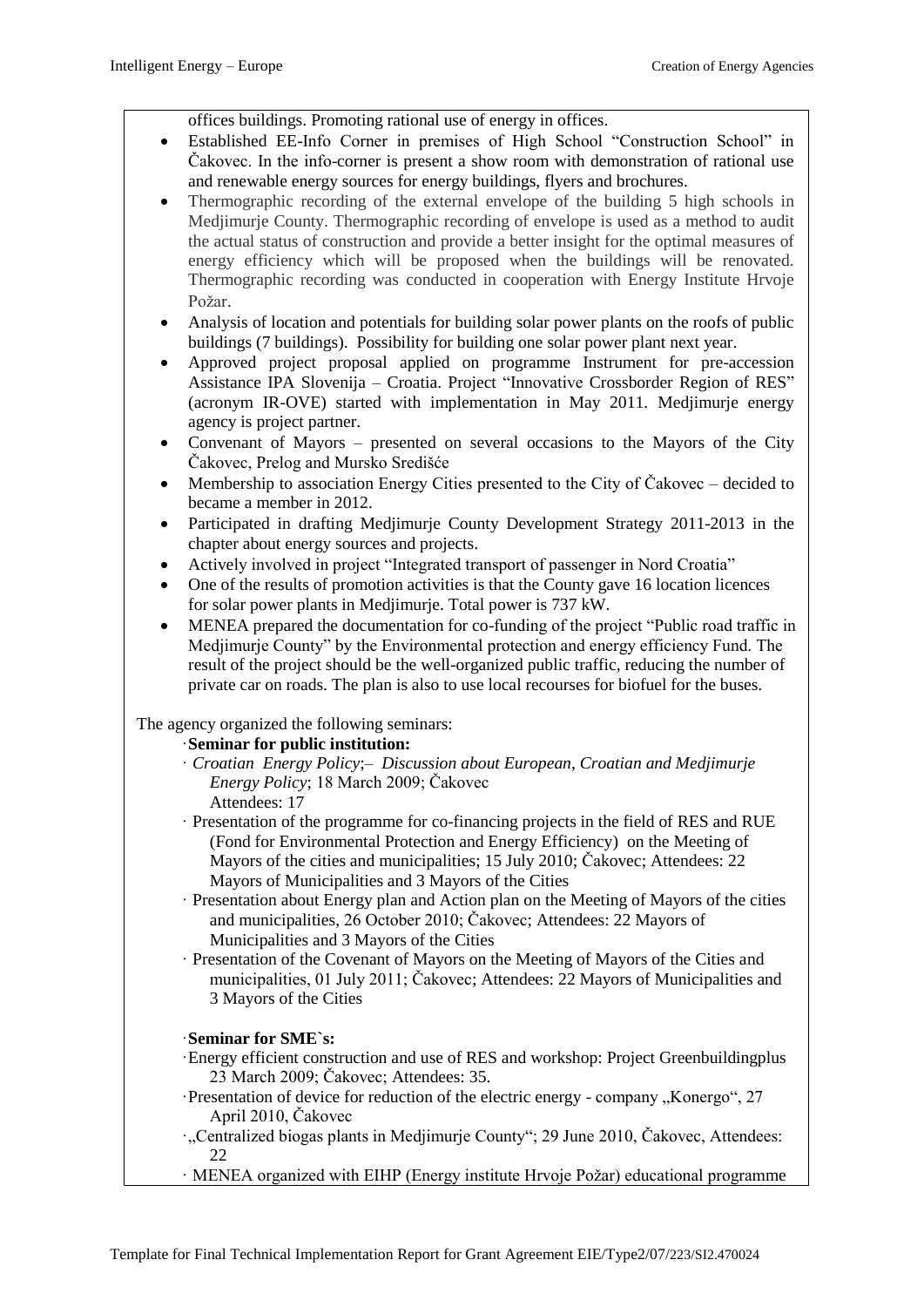offices buildings. Promoting rational use of energy in offices.

- Established EE-Info Corner in premises of High School "Construction School" in Čakovec. In the info-corner is present a show room with demonstration of rational use and renewable energy sources for energy buildings, flyers and brochures.
- Thermographic recording of the external envelope of the building 5 high schools in Medjimurje County. Thermographic recording of envelope is used as a method to audit the actual status of construction and provide a better insight for the optimal measures of energy efficiency which will be proposed when the buildings will be renovated. Thermographic recording was conducted in cooperation with Energy Institute Hrvoje Požar.
- Analysis of location and potentials for building solar power plants on the roofs of public buildings (7 buildings). Possibility for building one solar power plant next year.
- Approved project proposal applied on programme Instrument for pre-accession Assistance IPA Slovenija – Croatia. Project "Innovative Crossborder Region of RES" (acronym IR-OVE) started with implementation in May 2011. Medjimurje energy agency is project partner.
- Convenant of Mayors – presented on several occasions to the Mayors of the City Čakovec, Prelog and Mursko Središće
- Membership to association Energy Cities presented to the City of Čakovec – decided to became a member in 2012.
- Participated in drafting Medjimurje County Development Strategy 2011-2013 in the chapter about energy sources and projects.
- Actively involved in project "Integrated transport of passenger in Nord Croatia"
- One of the results of promotion activities is that the County gave 16 location licences for solar power plants in Medjimurje. Total power is 737 kW.
- MENEA prepared the documentation for co-funding of the project "Public road traffic in Medjimurje County" by the Environmental protection and energy efficiency Fund. The result of the project should be the well-organized public traffic, reducing the number of private car on roads. The plan is also to use local recourses for biofuel for the buses.

The agency organized the following seminars:

· **Seminar for public institution:**

· *Croatian Energy Policy*;– *Discussion about European, Croatian and Medjimurje Energy Policy*; 18 March 2009; Čakovec
Attendees: 17

· Presentation of the programme for co-financing projects in the field of RES and RUE (Fond for Environmental Protection and Energy Efficiency) on the Meeting of Mayors of the cities and municipalities; 15 July 2010; Čakovec; Attendees: 22 Mayors of Municipalities and 3 Mayors of the Cities

· Presentation about Energy plan and Action plan on the Meeting of Mayors of the cities and municipalities, 26 October 2010; Čakovec; Attendees: 22 Mayors of Municipalities and 3 Mayors of the Cities

· Presentation of the Covenant of Mayors on the Meeting of Mayors of the Cities and municipalities, 01 July 2011; Čakovec; Attendees: 22 Mayors of Municipalities and 3 Mayors of the Cities

· **Seminar for SME`s:**

· Energy efficient construction and use of RES and workshop: Project Greenbuildingplus 23 March 2009; Čakovec; Attendees: 35.

· Presentation of device for reduction of the electric energy - company „Konergo", 27 April 2010, Čakovec

· „Centralized biogas plants in Medjimurje County"; 29 June 2010, Čakovec, Attendees: 22

· MENEA organized with EIHP (Energy institute Hrvoje Požar) educational programme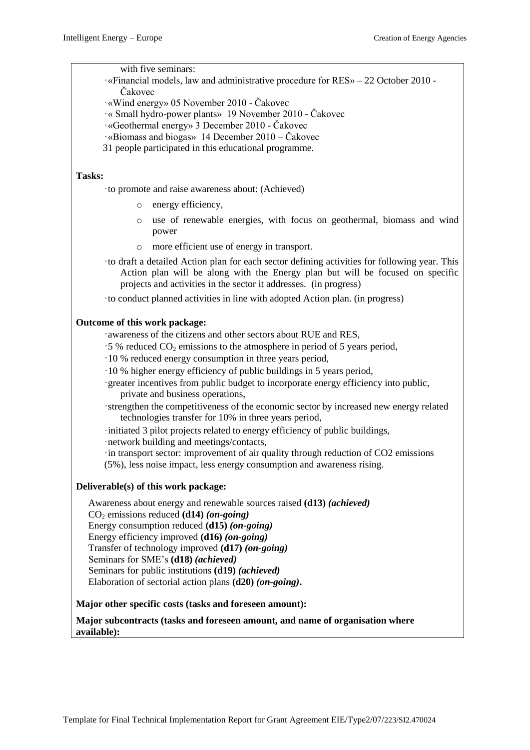with five seminars:

- «Financial models, law and administrative procedure for RES» – 22 October 2010 - Čakovec
- «Wind energy» 05 November 2010 - Čakovec
- « Small hydro-power plants» 19 November 2010 - Čakovec
- «Geothermal energy» 3 December 2010 - Čakovec
- «Biomass and biogas» 14 December 2010 – Čakovec

31 people participated in this educational programme.

**Tasks:**

- to promote and raise awareness about: (Achieved)
  - energy efficiency,
  - use of renewable energies, with focus on geothermal, biomass and wind power
  - more efficient use of energy in transport.
- to draft a detailed Action plan for each sector defining activities for following year. This Action plan will be along with the Energy plan but will be focused on specific projects and activities in the sector it addresses. (in progress)
- to conduct planned activities in line with adopted Action plan. (in progress)

**Outcome of this work package:**

- awareness of the citizens and other sectors about RUE and RES,
- 5 % reduced $CO_2$ emissions to the atmosphere in period of 5 years period,
- 10 % reduced energy consumption in three years period,
- 10 % higher energy efficiency of public buildings in 5 years period,
- greater incentives from public budget to incorporate energy efficiency into public, private and business operations,
- strengthen the competitiveness of the economic sector by increased new energy related technologies transfer for 10% in three years period,
- initiated 3 pilot projects related to energy efficiency of public buildings,
- network building and meetings/contacts,
- in transport sector: improvement of air quality through reduction of CO2 emissions (5%), less noise impact, less energy consumption and awareness rising.

**Deliverable(s) of this work package:**

Awareness about energy and renewable sources raised **(d13)** ***(achieved)***
$CO_2$ emissions reduced **(d14)** ***(on-going)***
Energy consumption reduced **(d15)** ***(on-going)***
Energy efficiency improved **(d16)** ***(on-going)***
Transfer of technology improved **(d17)** ***(on-going)***
Seminars for SME's **(d18)** ***(achieved)***
Seminars for public institutions **(d19)** ***(achieved)***
Elaboration of sectorial action plans **(d20)** ***(on-going)*****.**

**Major other specific costs (tasks and foreseen amount):**

**Major subcontracts (tasks and foreseen amount, and name of organisation where available):**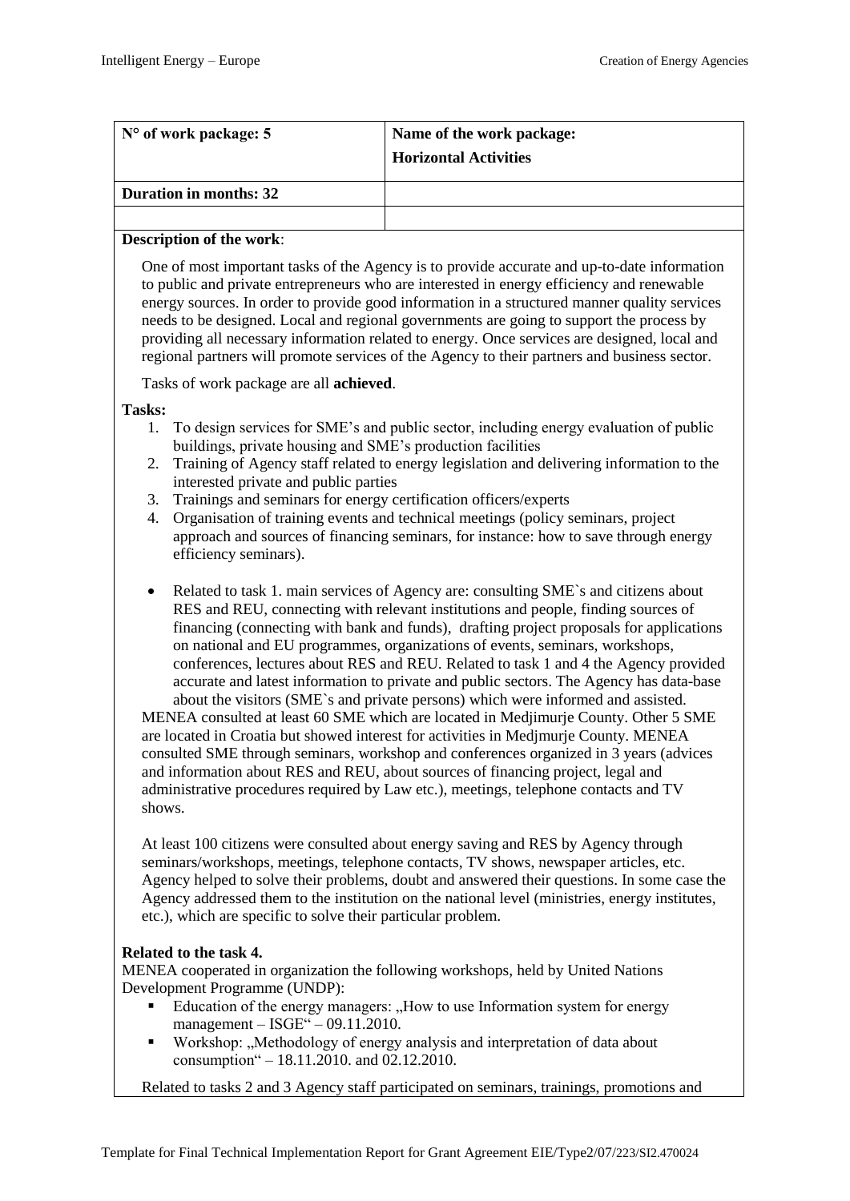| N° of work package: 5 | Name of the work package: **Horizontal Activities** |
|---|---|
| **Duration in months: 32** | |
| | |

**Description of the work**:

One of most important tasks of the Agency is to provide accurate and up-to-date information to public and private entrepreneurs who are interested in energy efficiency and renewable energy sources. In order to provide good information in a structured manner quality services needs to be designed. Local and regional governments are going to support the process by providing all necessary information related to energy. Once services are designed, local and regional partners will promote services of the Agency to their partners and business sector.

Tasks of work package are all **achieved**.

**Tasks:**

1. To design services for SME's and public sector, including energy evaluation of public buildings, private housing and SME's production facilities
2. Training of Agency staff related to energy legislation and delivering information to the interested private and public parties
3. Trainings and seminars for energy certification officers/experts
4. Organisation of training events and technical meetings (policy seminars, project approach and sources of financing seminars, for instance: how to save through energy efficiency seminars).

- Related to task 1. main services of Agency are: consulting SME`s and citizens about RES and REU, connecting with relevant institutions and people, finding sources of financing (connecting with bank and funds), drafting project proposals for applications on national and EU programmes, organizations of events, seminars, workshops, conferences, lectures about RES and REU. Related to task 1 and 4 the Agency provided accurate and latest information to private and public sectors. The Agency has data-base about the visitors (SME`s and private persons) which were informed and assisted.

MENEA consulted at least 60 SME which are located in Medjimurje County. Other 5 SME are located in Croatia but showed interest for activities in Medjmurje County. MENEA consulted SME through seminars, workshop and conferences organized in 3 years (advices and information about RES and REU, about sources of financing project, legal and administrative procedures required by Law etc.), meetings, telephone contacts and TV shows.

At least 100 citizens were consulted about energy saving and RES by Agency through seminars/workshops, meetings, telephone contacts, TV shows, newspaper articles, etc. Agency helped to solve their problems, doubt and answered their questions. In some case the Agency addressed them to the institution on the national level (ministries, energy institutes, etc.), which are specific to solve their particular problem.

**Related to the task 4.**

MENEA cooperated in organization the following workshops, held by United Nations Development Programme (UNDP):

- Education of the energy managers: „How to use Information system for energy management – ISGE" – 09.11.2010.
- Workshop: „Methodology of energy analysis and interpretation of data about consumption" – 18.11.2010. and 02.12.2010.

Related to tasks 2 and 3 Agency staff participated on seminars, trainings, promotions and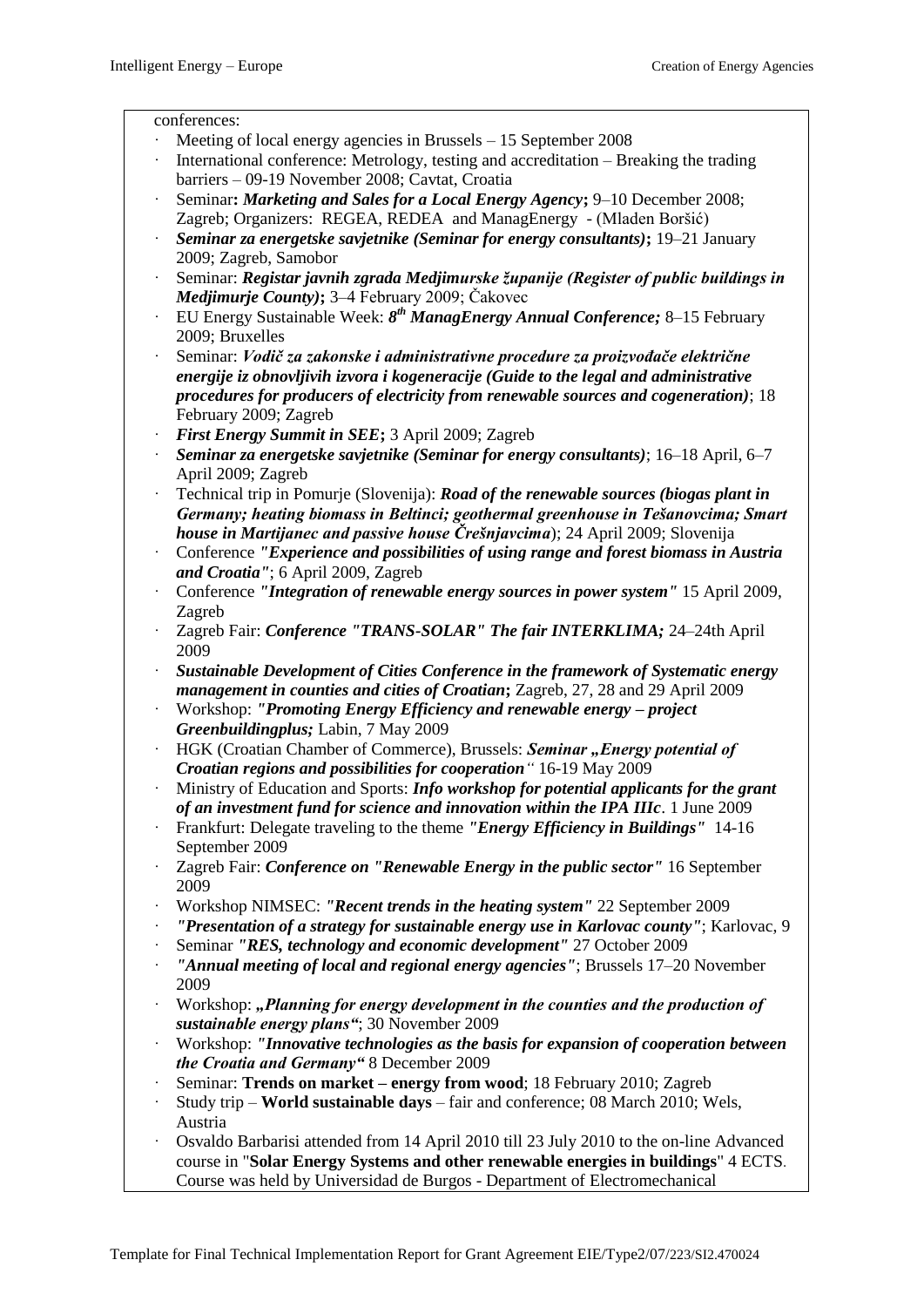conferences:

- Meeting of local energy agencies in Brussels – 15 September 2008
- International conference: Metrology, testing and accreditation – Breaking the trading barriers – 09-19 November 2008; Cavtat, Croatia
- Seminar**: *Marketing and Sales for a Local Energy Agency*;** 9–10 December 2008; Zagreb; Organizers: REGEA, REDEA and ManagEnergy - (Mladen Boršić)
- ***Seminar za energetske savjetnike (Seminar for energy consultants)*;** 19–21 January 2009; Zagreb, Samobor
- Seminar: ***Registar javnih zgrada Medjimurske županije (Register of public buildings in Medjimurje County)*;** 3–4 February 2009; Čakovec
- EU Energy Sustainable Week: ***8th ManagEnergy Annual Conference;*** 8–15 February 2009; Bruxelles
- Seminar: ***Vodič za zakonske i administrativne procedure za proizvođače električne energije iz obnovljivih izvora i kogeneracije (Guide to the legal and administrative procedures for producers of electricity from renewable sources and cogeneration)***; 18 February 2009; Zagreb
- ***First Energy Summit in SEE*;** 3 April 2009; Zagreb
- ***Seminar za energetske savjetnike (Seminar for energy consultants)***; 16–18 April, 6–7 April 2009; Zagreb
- Technical trip in Pomurje (Slovenija): ***Road of the renewable sources (biogas plant in Germany; heating biomass in Beltinci; geothermal greenhouse in Tešanovcima; Smart house in Martijanec and passive house Črešnjavcima***); 24 April 2009; Slovenija
- Conference ***"Experience and possibilities of using range and forest biomass in Austria and Croatia"***; 6 April 2009, Zagreb
- Conference ***"Integration of renewable energy sources in power system"*** 15 April 2009, Zagreb
- Zagreb Fair: ***Conference "TRANS-SOLAR" The fair INTERKLIMA;*** 24–24th April 2009
- ***Sustainable Development of Cities Conference in the framework of Systematic energy management in counties and cities of Croatian*;** Zagreb, 27, 28 and 29 April 2009
- Workshop: ***"Promoting Energy Efficiency and renewable energy – project Greenbuildingplus;*** Labin, 7 May 2009
- HGK (Croatian Chamber of Commerce), Brussels: ***Seminar „Energy potential of Croatian regions and possibilities for cooperation"*** 16-19 May 2009
- Ministry of Education and Sports: ***Info workshop for potential applicants for the grant of an investment fund for science and innovation within the IPA IIIc***. 1 June 2009
- Frankfurt: Delegate traveling to the theme ***"Energy Efficiency in Buildings"*** 14-16 September 2009
- Zagreb Fair: ***Conference on "Renewable Energy in the public sector"*** 16 September 2009
- Workshop NIMSEC: ***"Recent trends in the heating system"*** 22 September 2009
- ***"Presentation of a strategy for sustainable energy use in Karlovac county"***; Karlovac, 9
- Seminar ***"RES, technology and economic development"*** 27 October 2009
- ***"Annual meeting of local and regional energy agencies"***; Brussels 17–20 November 2009
- Workshop: ***„Planning for energy development in the counties and the production of sustainable energy plans"***; 30 November 2009
- Workshop: ***"Innovative technologies as the basis for expansion of cooperation between the Croatia and Germany"*** 8 December 2009
- Seminar: **Trends on market – energy from wood**; 18 February 2010; Zagreb
- Study trip – **World sustainable days** – fair and conference; 08 March 2010; Wels, Austria
- Osvaldo Barbarisi attended from 14 April 2010 till 23 July 2010 to the on-line Advanced course in "**Solar Energy Systems and other renewable energies in buildings**" 4 ECTS. Course was held by Universidad de Burgos - Department of Electromechanical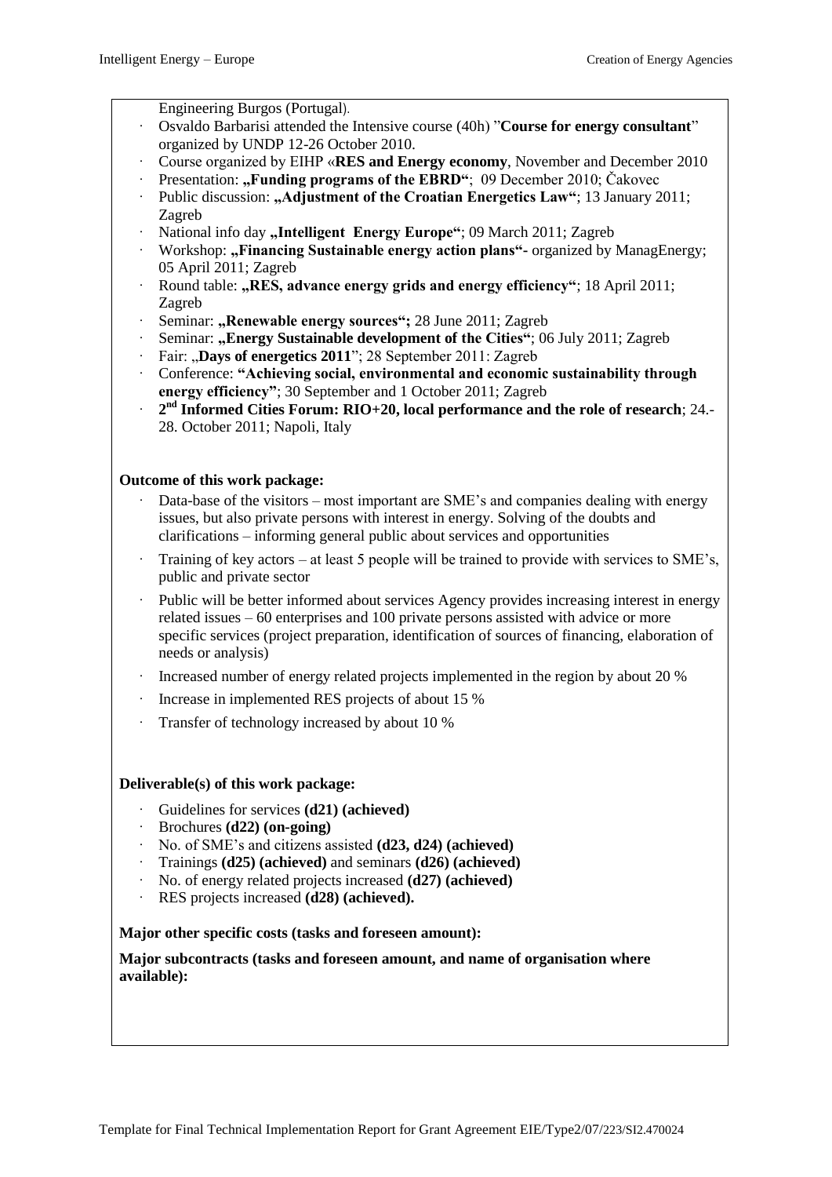Engineering Burgos (Portugal).

- Osvaldo Barbarisi attended the Intensive course (40h) "**Course for energy consultant**" organized by UNDP 12-26 October 2010.
- Course organized by EIHP «**RES and Energy economy**, November and December 2010
- Presentation: **„Funding programs of the EBRD"**; 09 December 2010; Čakovec
- Public discussion: **„Adjustment of the Croatian Energetics Law"**; 13 January 2011; Zagreb
- National info day **„Intelligent Energy Europe"**; 09 March 2011; Zagreb
- Workshop: **„Financing Sustainable energy action plans"**- organized by ManagEnergy; 05 April 2011; Zagreb
- Round table: **„RES, advance energy grids and energy efficiency"**; 18 April 2011; Zagreb
- Seminar: **„Renewable energy sources";** 28 June 2011; Zagreb
- Seminar: **„Energy Sustainable development of the Cities"**; 06 July 2011; Zagreb
- Fair: „**Days of energetics 2011**"; 28 September 2011: Zagreb
- Conference: **"Achieving social, environmental and economic sustainability through energy efficiency"**; 30 September and 1 October 2011; Zagreb
- **2nd Informed Cities Forum: RIO+20, local performance and the role of research**; 24.-28. October 2011; Napoli, Italy

**Outcome of this work package:**

- Data-base of the visitors – most important are SME's and companies dealing with energy issues, but also private persons with interest in energy. Solving of the doubts and clarifications – informing general public about services and opportunities
- Training of key actors – at least 5 people will be trained to provide with services to SME's, public and private sector
- Public will be better informed about services Agency provides increasing interest in energy related issues – 60 enterprises and 100 private persons assisted with advice or more specific services (project preparation, identification of sources of financing, elaboration of needs or analysis)
- Increased number of energy related projects implemented in the region by about 20 %
- Increase in implemented RES projects of about 15 %
- Transfer of technology increased by about 10 %

**Deliverable(s) of this work package:**

- Guidelines for services **(d21) (achieved)**
- Brochures **(d22) (on-going)**
- No. of SME's and citizens assisted **(d23, d24) (achieved)**
- Trainings **(d25) (achieved)** and seminars **(d26) (achieved)**
- No. of energy related projects increased **(d27) (achieved)**
- RES projects increased **(d28) (achieved).**

**Major other specific costs (tasks and foreseen amount):**

**Major subcontracts (tasks and foreseen amount, and name of organisation where available):**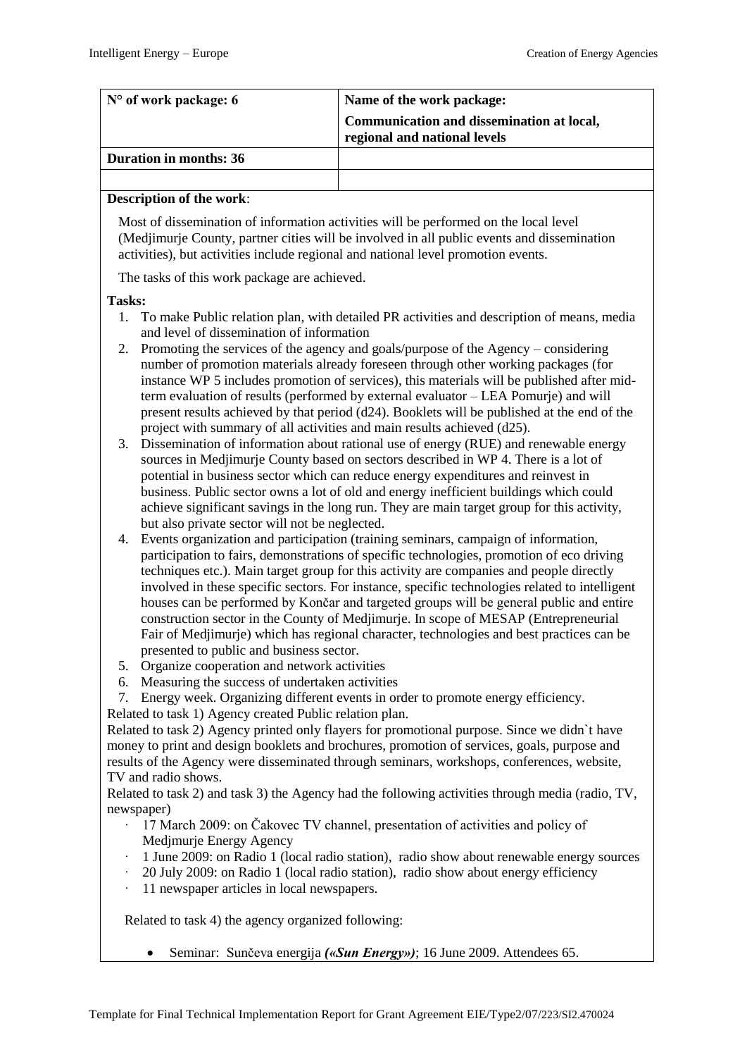| N° of work package: 6 | Name of the work package: **Communication and dissemination at local, regional and national levels** |
|---|---|
| **Duration in months: 36** | |
| | |

**Description of the work**:

Most of dissemination of information activities will be performed on the local level (Medjimurje County, partner cities will be involved in all public events and dissemination activities), but activities include regional and national level promotion events.

The tasks of this work package are achieved.

**Tasks:**

1. To make Public relation plan, with detailed PR activities and description of means, media and level of dissemination of information
2. Promoting the services of the agency and goals/purpose of the Agency – considering number of promotion materials already foreseen through other working packages (for instance WP 5 includes promotion of services), this materials will be published after mid-term evaluation of results (performed by external evaluator – LEA Pomurje) and will present results achieved by that period (d24). Booklets will be published at the end of the project with summary of all activities and main results achieved (d25).
3. Dissemination of information about rational use of energy (RUE) and renewable energy sources in Medjimurje County based on sectors described in WP 4. There is a lot of potential in business sector which can reduce energy expenditures and reinvest in business. Public sector owns a lot of old and energy inefficient buildings which could achieve significant savings in the long run. They are main target group for this activity, but also private sector will not be neglected.
4. Events organization and participation (training seminars, campaign of information, participation to fairs, demonstrations of specific technologies, promotion of eco driving techniques etc.). Main target group for this activity are companies and people directly involved in these specific sectors. For instance, specific technologies related to intelligent houses can be performed by Končar and targeted groups will be general public and entire construction sector in the County of Medjimurje. In scope of MESAP (Entrepreneurial Fair of Medjimurje) which has regional character, technologies and best practices can be presented to public and business sector.
5. Organize cooperation and network activities
6. Measuring the success of undertaken activities
7. Energy week. Organizing different events in order to promote energy efficiency.

Related to task 1) Agency created Public relation plan.

Related to task 2) Agency printed only flayers for promotional purpose. Since we didn`t have money to print and design booklets and brochures, promotion of services, goals, purpose and results of the Agency were disseminated through seminars, workshops, conferences, website, TV and radio shows.

Related to task 2) and task 3) the Agency had the following activities through media (radio, TV, newspaper)

- 17 March 2009: on Čakovec TV channel, presentation of activities and policy of Medjmurje Energy Agency
- 1 June 2009: on Radio 1 (local radio station), radio show about renewable energy sources
- 20 July 2009: on Radio 1 (local radio station), radio show about energy efficiency
- 11 newspaper articles in local newspapers.

Related to task 4) the agency organized following:

- Seminar: Sunčeva energija ***(«Sun Energy»)***; 16 June 2009. Attendees 65.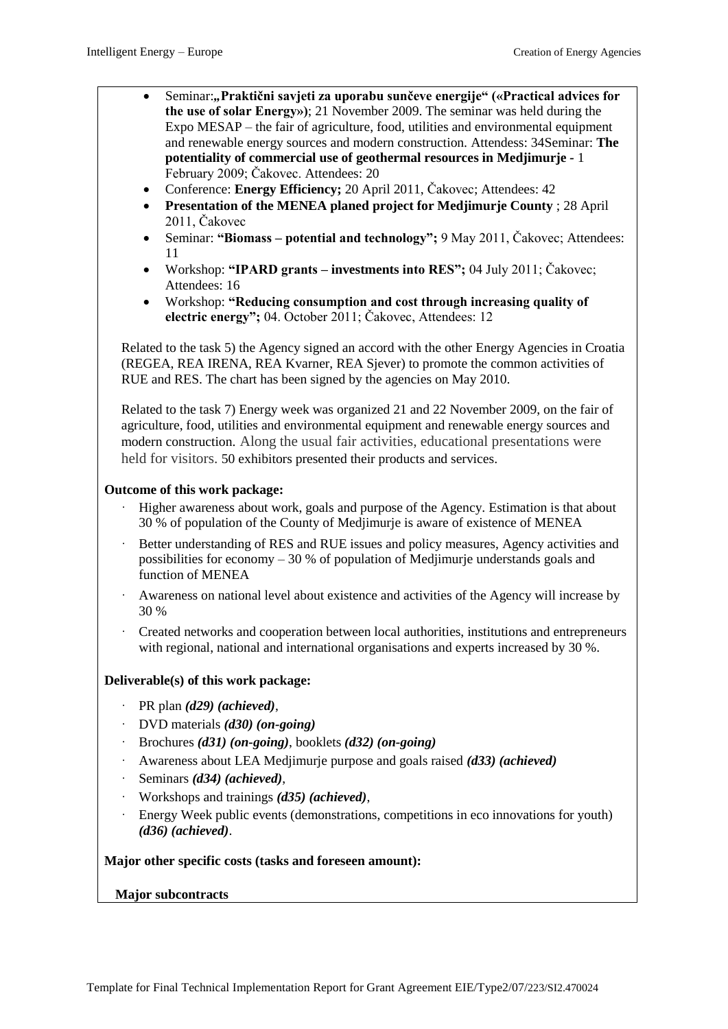- Seminar:**„Praktični savjeti za uporabu sunčeve energije" («Practical advices for the use of solar Energy»)**; 21 November 2009. The seminar was held during the Expo MESAP – the fair of agriculture, food, utilities and environmental equipment and renewable energy sources and modern construction. Attendess: 34Seminar: **The potentiality of commercial use of geothermal resources in Medjimurje -** 1 February 2009; Čakovec. Attendees: 20
- Conference: **Energy Efficiency;** 20 April 2011, Čakovec; Attendees: 42
- **Presentation of the MENEA planed project for Medjimurje County** ; 28 April 2011, Čakovec
- Seminar: **"Biomass – potential and technology";** 9 May 2011, Čakovec; Attendees: 11
- Workshop: **"IPARD grants – investments into RES";** 04 July 2011; Čakovec; Attendees: 16
- Workshop: **"Reducing consumption and cost through increasing quality of electric energy";** 04. October 2011; Čakovec, Attendees: 12

Related to the task 5) the Agency signed an accord with the other Energy Agencies in Croatia (REGEA, REA IRENA, REA Kvarner, REA Sjever) to promote the common activities of RUE and RES. The chart has been signed by the agencies on May 2010.

Related to the task 7) Energy week was organized 21 and 22 November 2009, on the fair of agriculture, food, utilities and environmental equipment and renewable energy sources and modern construction. Along the usual fair activities, educational presentations were held for visitors. 50 exhibitors presented their products and services.

**Outcome of this work package:**

- Higher awareness about work, goals and purpose of the Agency. Estimation is that about 30 % of population of the County of Medjimurje is aware of existence of MENEA
- Better understanding of RES and RUE issues and policy measures, Agency activities and possibilities for economy – 30 % of population of Medjimurje understands goals and function of MENEA
- Awareness on national level about existence and activities of the Agency will increase by 30 %
- Created networks and cooperation between local authorities, institutions and entrepreneurs with regional, national and international organisations and experts increased by 30 %.

**Deliverable(s) of this work package:**

- PR plan ***(d29) (achieved)***,
- DVD materials ***(d30) (on-going)***
- Brochures ***(d31) (on-going)***, booklets ***(d32) (on-going)***
- Awareness about LEA Medjimurje purpose and goals raised ***(d33) (achieved)***
- Seminars ***(d34) (achieved)***,
- Workshops and trainings ***(d35) (achieved)***,
- Energy Week public events (demonstrations, competitions in eco innovations for youth) ***(d36) (achieved)***.

**Major other specific costs (tasks and foreseen amount):**

**Major subcontracts**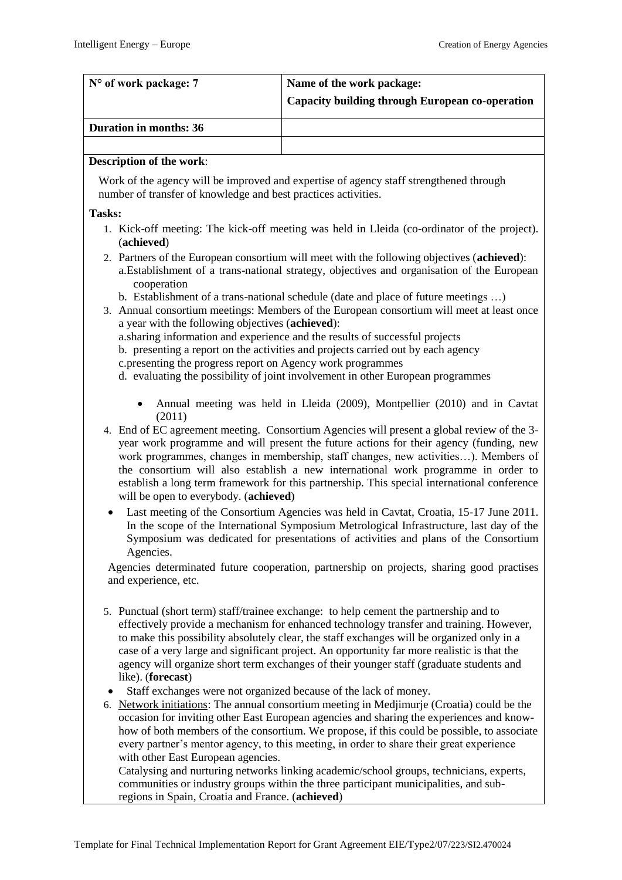| N° of work package: 7 | Name of the work package: **Capacity building through European co-operation** |
|---|---|
| **Duration in months: 36** | |
| | |

**Description of the work**:

Work of the agency will be improved and expertise of agency staff strengthened through number of transfer of knowledge and best practices activities.

**Tasks:**

1. Kick-off meeting: The kick-off meeting was held in Lleida (co-ordinator of the project). (**achieved**)
2. Partners of the European consortium will meet with the following objectives (**achieved**):
   a. Establishment of a trans-national strategy, objectives and organisation of the European cooperation
   b. Establishment of a trans-national schedule (date and place of future meetings …)
3. Annual consortium meetings: Members of the European consortium will meet at least once a year with the following objectives (**achieved**):
   a. sharing information and experience and the results of successful projects
   b. presenting a report on the activities and projects carried out by each agency
   c. presenting the progress report on Agency work programmes
   d. evaluating the possibility of joint involvement in other European programmes

   - Annual meeting was held in Lleida (2009), Montpellier (2010) and in Cavtat (2011)
4. End of EC agreement meeting. Consortium Agencies will present a global review of the 3-year work programme and will present the future actions for their agency (funding, new work programmes, changes in membership, staff changes, new activities…). Members of the consortium will also establish a new international work programme in order to establish a long term framework for this partnership. This special international conference will be open to everybody. (**achieved**)

- Last meeting of the Consortium Agencies was held in Cavtat, Croatia, 15-17 June 2011. In the scope of the International Symposium Metrological Infrastructure, last day of the Symposium was dedicated for presentations of activities and plans of the Consortium Agencies.

Agencies determinated future cooperation, partnership on projects, sharing good practises and experience, etc.

5. Punctual (short term) staff/trainee exchange: to help cement the partnership and to effectively provide a mechanism for enhanced technology transfer and training. However, to make this possibility absolutely clear, the staff exchanges will be organized only in a case of a very large and significant project. An opportunity far more realistic is that the agency will organize short term exchanges of their younger staff (graduate students and like). (**forecast**)

- Staff exchanges were not organized because of the lack of money.

6. <u>Network initiations</u>: The annual consortium meeting in Medjimurje (Croatia) could be the occasion for inviting other East European agencies and sharing the experiences and know-how of both members of the consortium. We propose, if this could be possible, to associate every partner's mentor agency, to this meeting, in order to share their great experience with other East European agencies.
   Catalysing and nurturing networks linking academic/school groups, technicians, experts, communities or industry groups within the three participant municipalities, and sub-regions in Spain, Croatia and France. (**achieved**)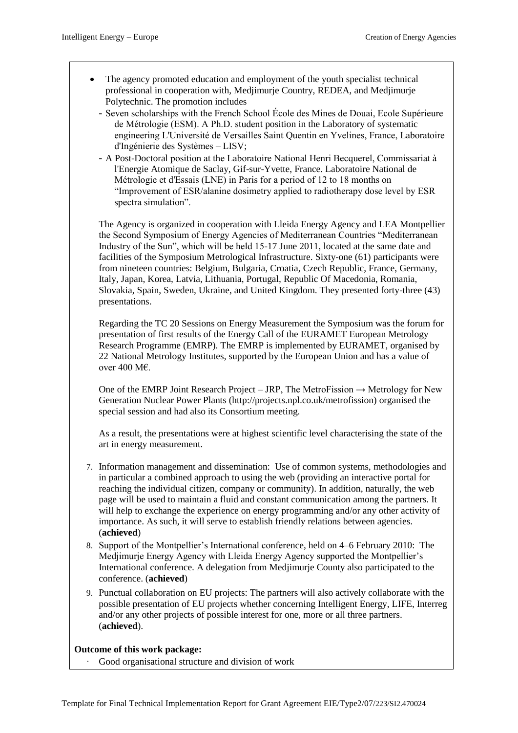- The agency promoted education and employment of the youth specialist technical professional in cooperation with, Medjimurje Country, REDEA, and Medjimurje Polytechnic. The promotion includes
  - Seven scholarships with the French School École des Mines de Douai, Ecole Supérieure de Métrologie (ESM). A Ph.D. student position in the Laboratory of systematic engineering L'Université de Versailles Saint Quentin en Yvelines, France, Laboratoire d'Ingénierie des Systèmes – LISV;
  - A Post-Doctoral position at the Laboratoire National Henri Becquerel, Commissariat à l'Energie Atomique de Saclay, Gif-sur-Yvette, France. Laboratoire National de Métrologie et d'Essais (LNE) in Paris for a period of 12 to 18 months on "Improvement of ESR/alanine dosimetry applied to radiotherapy dose level by ESR spectra simulation".

The Agency is organized in cooperation with Lleida Energy Agency and LEA Montpellier the Second Symposium of Energy Agencies of Mediterranean Countries "Mediterranean Industry of the Sun", which will be held 15-17 June 2011, located at the same date and facilities of the Symposium Metrological Infrastructure. Sixty-one (61) participants were from nineteen countries: Belgium, Bulgaria, Croatia, Czech Republic, France, Germany, Italy, Japan, Korea, Latvia, Lithuania, Portugal, Republic Of Macedonia, Romania, Slovakia, Spain, Sweden, Ukraine, and United Kingdom. They presented forty-three (43) presentations.

Regarding the TC 20 Sessions on Energy Measurement the Symposium was the forum for presentation of first results of the Energy Call of the EURAMET European Metrology Research Programme (EMRP). The EMRP is implemented by EURAMET, organised by 22 National Metrology Institutes, supported by the European Union and has a value of over 400 M€.

One of the EMRP Joint Research Project – JRP, The MetroFission → Metrology for New Generation Nuclear Power Plants (http://projects.npl.co.uk/metrofission) organised the special session and had also its Consortium meeting.

As a result, the presentations were at highest scientific level characterising the state of the art in energy measurement.

7. Information management and dissemination: Use of common systems, methodologies and in particular a combined approach to using the web (providing an interactive portal for reaching the individual citizen, company or community). In addition, naturally, the web page will be used to maintain a fluid and constant communication among the partners. It will help to exchange the experience on energy programming and/or any other activity of importance. As such, it will serve to establish friendly relations between agencies. (**achieved**)
8. Support of the Montpellier's International conference, held on 4–6 February 2010: The Medjimurje Energy Agency with Lleida Energy Agency supported the Montpellier's International conference. A delegation from Medjimurje County also participated to the conference. (**achieved**)
9. Punctual collaboration on EU projects: The partners will also actively collaborate with the possible presentation of EU projects whether concerning Intelligent Energy, LIFE, Interreg and/or any other projects of possible interest for one, more or all three partners. (**achieved**).

**Outcome of this work package:**

- Good organisational structure and division of work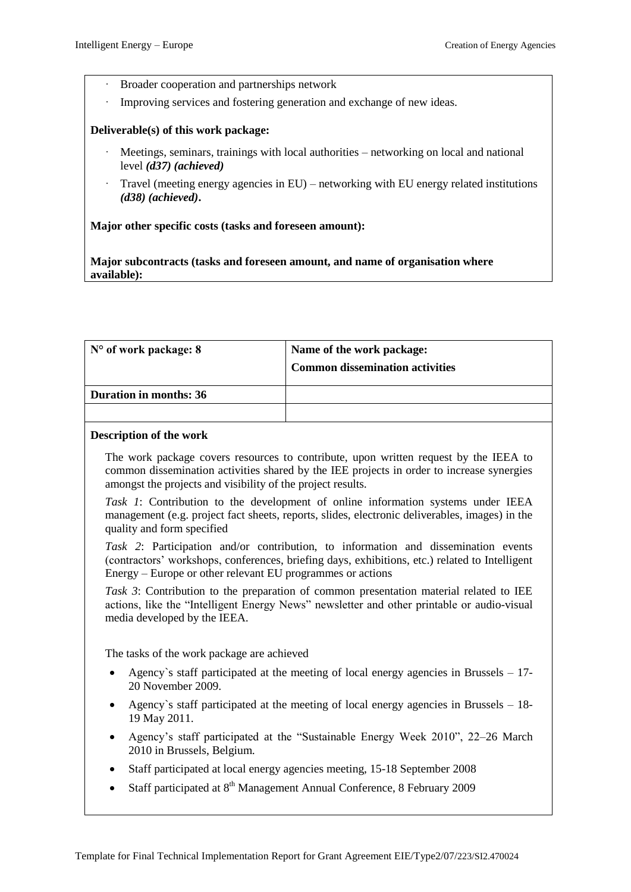- Broader cooperation and partnerships network
- Improving services and fostering generation and exchange of new ideas.

**Deliverable(s) of this work package:**

- Meetings, seminars, trainings with local authorities – networking on local and national level ***(d37) (achieved)***
- Travel (meeting energy agencies in EU) – networking with EU energy related institutions ***(d38) (achieved)*.**

**Major other specific costs (tasks and foreseen amount):**

**Major subcontracts (tasks and foreseen amount, and name of organisation where available):**

| **N° of work package: 8** | **Name of the work package:** **Common dissemination activities** |
|---|---|
| **Duration in months: 36** | |
| | |

**Description of the work**

The work package covers resources to contribute, upon written request by the IEEA to common dissemination activities shared by the IEE projects in order to increase synergies amongst the projects and visibility of the project results.

*Task 1*: Contribution to the development of online information systems under IEEA management (e.g. project fact sheets, reports, slides, electronic deliverables, images) in the quality and form specified

*Task 2*: Participation and/or contribution, to information and dissemination events (contractors' workshops, conferences, briefing days, exhibitions, etc.) related to Intelligent Energy – Europe or other relevant EU programmes or actions

*Task 3*: Contribution to the preparation of common presentation material related to IEE actions, like the "Intelligent Energy News" newsletter and other printable or audio-visual media developed by the IEEA.

The tasks of the work package are achieved

- Agency`s staff participated at the meeting of local energy agencies in Brussels – 17-20 November 2009.
- Agency`s staff participated at the meeting of local energy agencies in Brussels – 18-19 May 2011.
- Agency's staff participated at the "Sustainable Energy Week 2010", 22–26 March 2010 in Brussels, Belgium.
- Staff participated at local energy agencies meeting, 15-18 September 2008
- Staff participated at 8th Management Annual Conference, 8 February 2009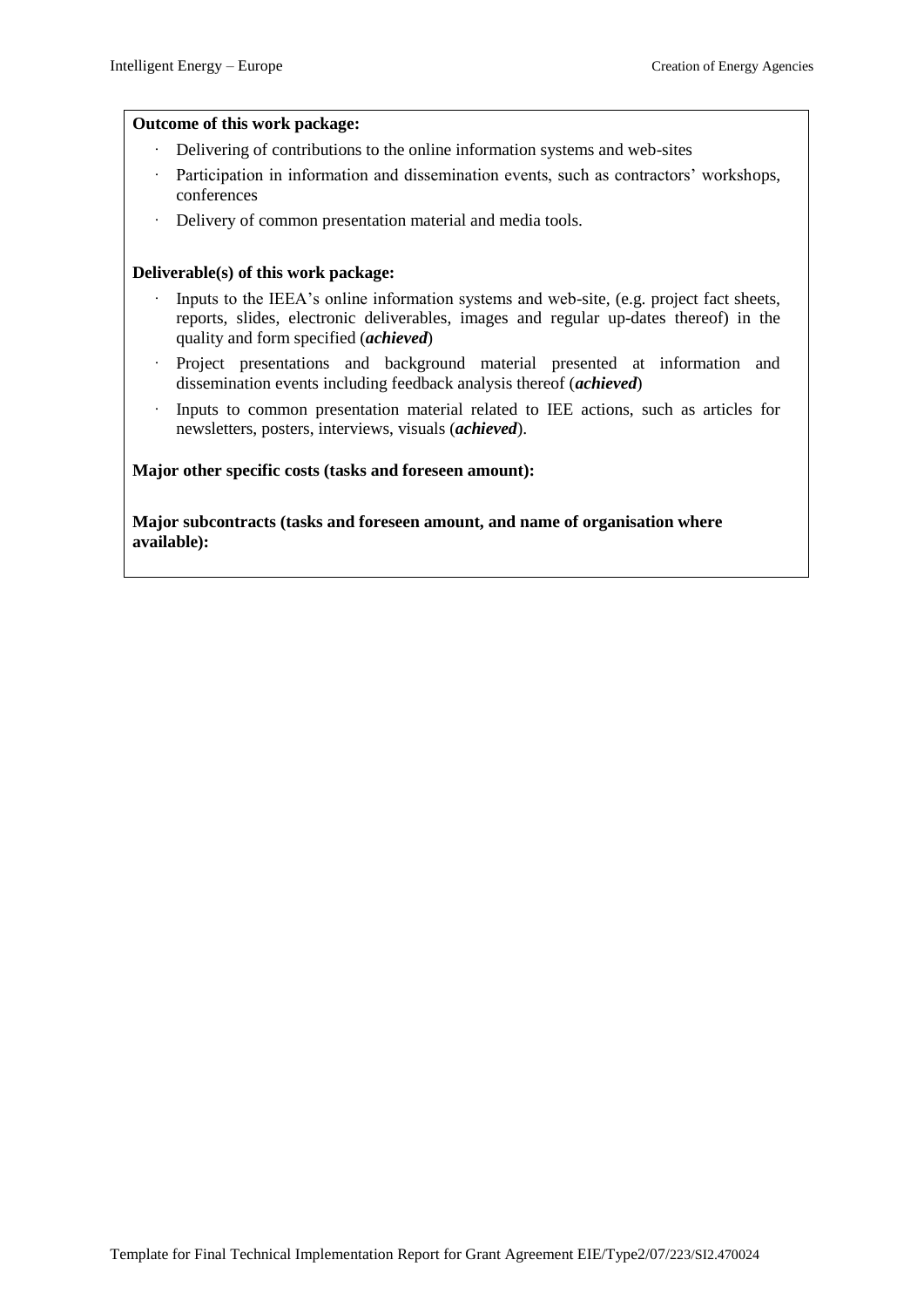**Outcome of this work package:**

- Delivering of contributions to the online information systems and web-sites
- Participation in information and dissemination events, such as contractors' workshops, conferences
- Delivery of common presentation material and media tools.

**Deliverable(s) of this work package:**

- Inputs to the IEEA's online information systems and web-site, (e.g. project fact sheets, reports, slides, electronic deliverables, images and regular up-dates thereof) in the quality and form specified (***achieved***)
- Project presentations and background material presented at information and dissemination events including feedback analysis thereof (***achieved***)
- Inputs to common presentation material related to IEE actions, such as articles for newsletters, posters, interviews, visuals (***achieved***).

**Major other specific costs (tasks and foreseen amount):**

**Major subcontracts (tasks and foreseen amount, and name of organisation where available):**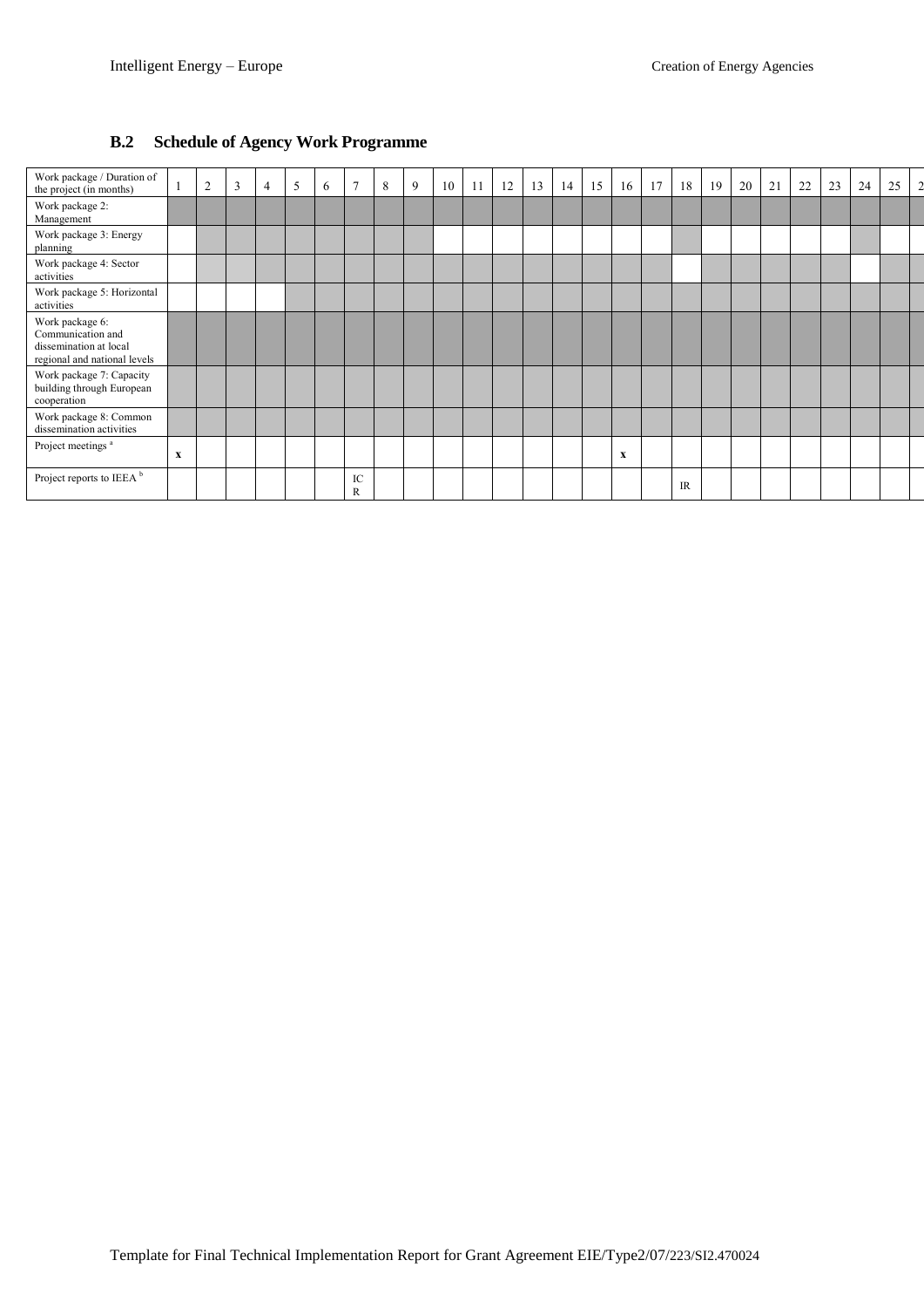## B.2 Schedule of Agency Work Programme

| Work package / Duration of the project (in months) | 1 | 2 | 3 | 4 | 5 | 6 | 7 | 8 | 9 | 10 | 11 | 12 | 13 | 14 | 15 | 16 | 17 | 18 | 19 | 20 | 21 | 22 | 23 | 24 | 25 | 2 |
|---|---|---|---|---|---|---|---|---|---|---|---|---|---|---|---|---|---|---|---|---|---|---|---|---|---|---|
| Work package 2: Management | | | | | | | | | | | | | | | | | | | | | | | | | | |
| Work package 3: Energy planning | | | | | | | | | | | | | | | | | | | | | | | | | | |
| Work package 4: Sector activities | | | | | | | | | | | | | | | | | | | | | | | | | | |
| Work package 5: Horizontal activities | | | | | | | | | | | | | | | | | | | | | | | | | | |
| Work package 6: Communication and dissemination at local regional and national levels | | | | | | | | | | | | | | | | | | | | | | | | | | |
| Work package 7: Capacity building through European cooperation | | | | | | | | | | | | | | | | | | | | | | | | | | |
| Work package 8: Common dissemination activities | | | | | | | | | | | | | | | | | | | | | | | | | | |
| Project meetings [a] | x | | | | | | | | | | | | | | | x | | | | | | | | | | |
| Project reports to IEEA [b] | | | | | | | ICR | | | | | | | | | | | IR | | | | | | | | |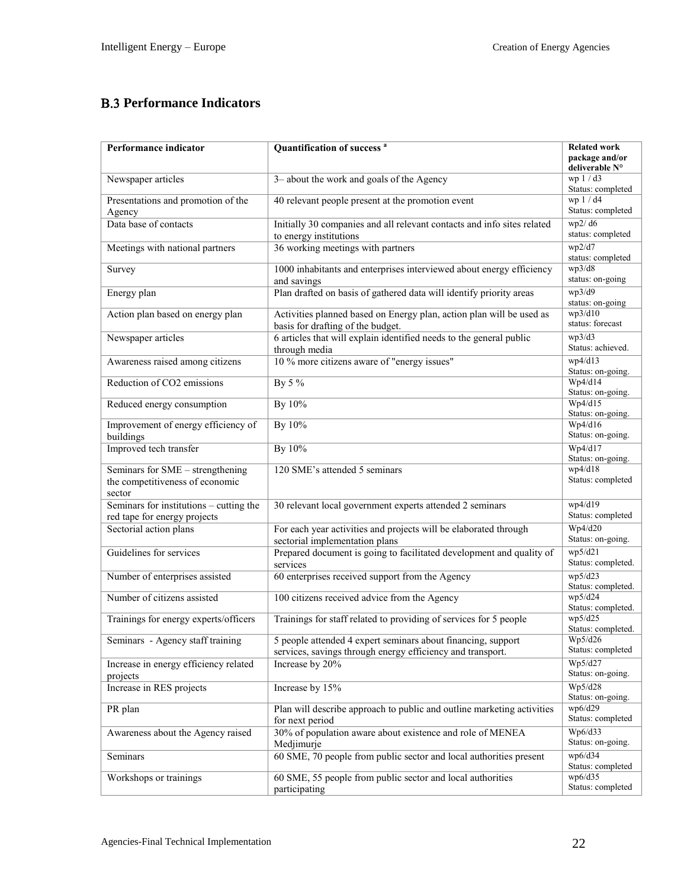## B.3 Performance Indicators

| Performance indicator | Quantification of success [a] | Related work package and/or deliverable N° |
|---|---|---|
| Newspaper articles | 3– about the work and goals of the Agency | wp 1 / d3 Status: completed |
| Presentations and promotion of the Agency | 40 relevant people present at the promotion event | wp 1 / d4 Status: completed |
| Data base of contacts | Initially 30 companies and all relevant contacts and info sites related to energy institutions | wp2/ d6 status: completed |
| Meetings with national partners | 36 working meetings with partners | wp2/d7 status: completed |
| Survey | 1000 inhabitants and enterprises interviewed about energy efficiency and savings | wp3/d8 status: on-going |
| Energy plan | Plan drafted on basis of gathered data will identify priority areas | wp3/d9 status: on-going |
| Action plan based on energy plan | Activities planned based on Energy plan, action plan will be used as basis for drafting of the budget. | wp3/d10 status: forecast |
| Newspaper articles | 6 articles that will explain identified needs to the general public through media | wp3/d3 Status: achieved. |
| Awareness raised among citizens | 10 % more citizens aware of "energy issues" | wp4/d13 Status: on-going. |
| Reduction of CO2 emissions | By 5 % | Wp4/d14 Status: on-going. |
| Reduced energy consumption | By 10% | Wp4/d15 Status: on-going. |
| Improvement of energy efficiency of buildings | By 10% | Wp4/d16 Status: on-going. |
| Improved tech transfer | By 10% | Wp4/d17 Status: on-going. |
| Seminars for SME – strengthening the competitiveness of economic sector | 120 SME's attended 5 seminars | wp4/d18 Status: completed |
| Seminars for institutions – cutting the red tape for energy projects | 30 relevant local government experts attended 2 seminars | wp4/d19 Status: completed |
| Sectorial action plans | For each year activities and projects will be elaborated through sectorial implementation plans | Wp4/d20 Status: on-going. |
| Guidelines for services | Prepared document is going to facilitated development and quality of services | wp5/d21 Status: completed. |
| Number of enterprises assisted | 60 enterprises received support from the Agency | wp5/d23 Status: completed. |
| Number of citizens assisted | 100 citizens received advice from the Agency | wp5/d24 Status: completed. |
| Trainings for energy experts/officers | Trainings for staff related to providing of services for 5 people | wp5/d25 Status: completed. |
| Seminars - Agency staff training | 5 people attended 4 expert seminars about financing, support services, savings through energy efficiency and transport. | Wp5/d26 Status: completed |
| Increase in energy efficiency related projects | Increase by 20% | Wp5/d27 Status: on-going. |
| Increase in RES projects | Increase by 15% | Wp5/d28 Status: on-going. |
| PR plan | Plan will describe approach to public and outline marketing activities for next period | wp6/d29 Status: completed |
| Awareness about the Agency raised | 30% of population aware about existence and role of MENEA Medjimurje | Wp6/d33 Status: on-going. |
| Seminars | 60 SME, 70 people from public sector and local authorities present | wp6/d34 Status: completed |
| Workshops or trainings | 60 SME, 55 people from public sector and local authorities participating | wp6/d35 Status: completed |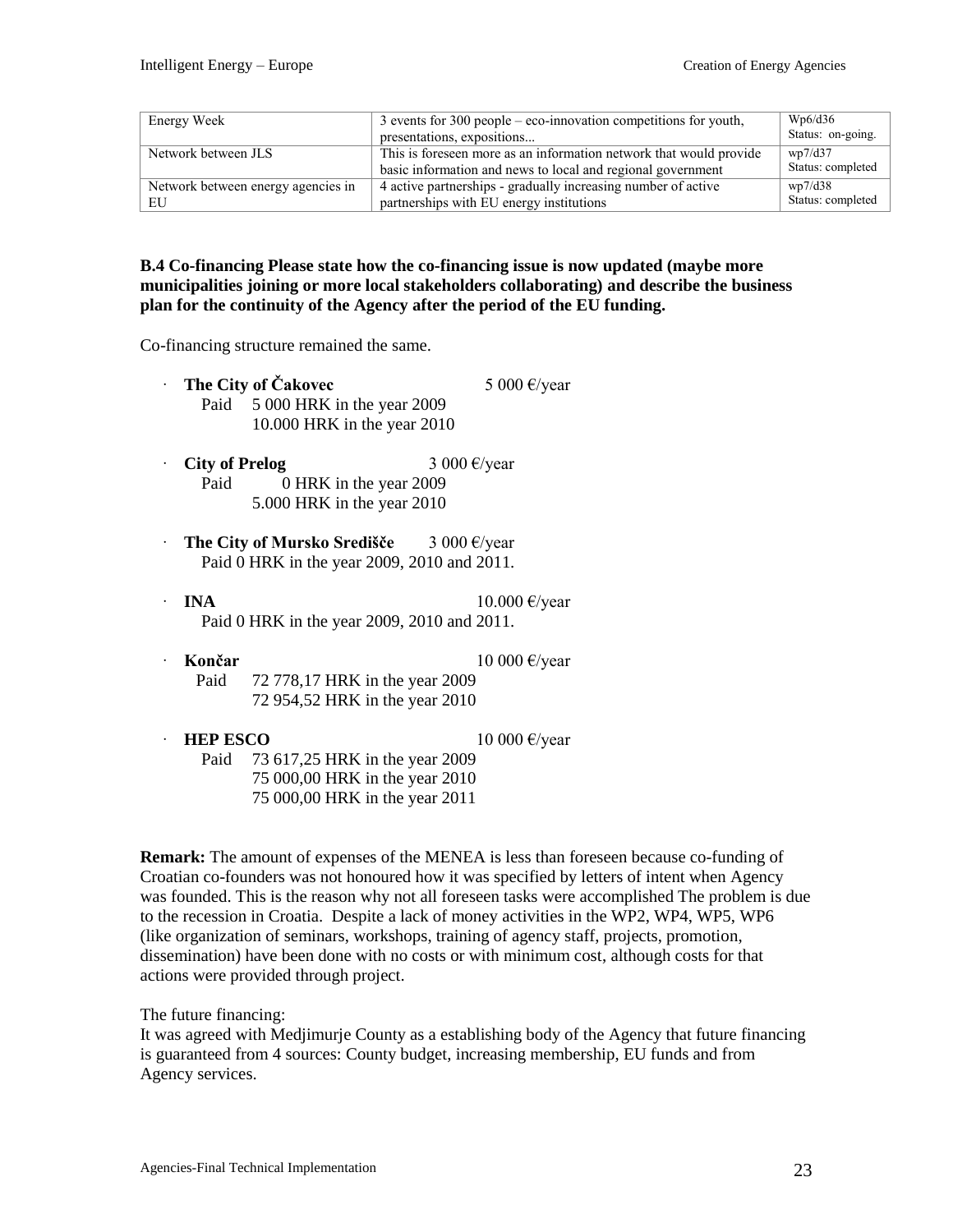| | | |
|---|---|---|
| Energy Week | 3 events for 300 people – eco-innovation competitions for youth, presentations, expositions... | Wp6/d36 Status: on-going. |
| Network between JLS | This is foreseen more as an information network that would provide basic information and news to local and regional government | wp7/d37 Status: completed |
| Network between energy agencies in EU | 4 active partnerships - gradually increasing number of active partnerships with EU energy institutions | wp7/d38 Status: completed |

**B.4 Co-financing Please state how the co-financing issue is now updated (maybe more municipalities joining or more local stakeholders collaborating) and describe the business plan for the continuity of the Agency after the period of the EU funding.**

Co-financing structure remained the same.

- **The City of Čakovec** 5 000 €/year
  Paid 5 000 HRK in the year 2009
  10.000 HRK in the year 2010

- **City of Prelog** 3 000 €/year
  Paid 0 HRK in the year 2009
  5.000 HRK in the year 2010

- **The City of Mursko Središće** 3 000 €/year
  Paid 0 HRK in the year 2009, 2010 and 2011.

- **INA** 10.000 €/year
  Paid 0 HRK in the year 2009, 2010 and 2011.

- **Končar** 10 000 €/year
  Paid 72 778,17 HRK in the year 2009
  72 954,52 HRK in the year 2010

- **HEP ESCO** 10 000 €/year
  Paid 73 617,25 HRK in the year 2009
  75 000,00 HRK in the year 2010
  75 000,00 HRK in the year 2011

**Remark:** The amount of expenses of the MENEA is less than foreseen because co-funding of Croatian co-founders was not honoured how it was specified by letters of intent when Agency was founded. This is the reason why not all foreseen tasks were accomplished The problem is due to the recession in Croatia. Despite a lack of money activities in the WP2, WP4, WP5, WP6 (like organization of seminars, workshops, training of agency staff, projects, promotion, dissemination) have been done with no costs or with minimum cost, although costs for that actions were provided through project.

The future financing:
It was agreed with Medjimurje County as a establishing body of the Agency that future financing is guaranteed from 4 sources: County budget, increasing membership, EU funds and from Agency services.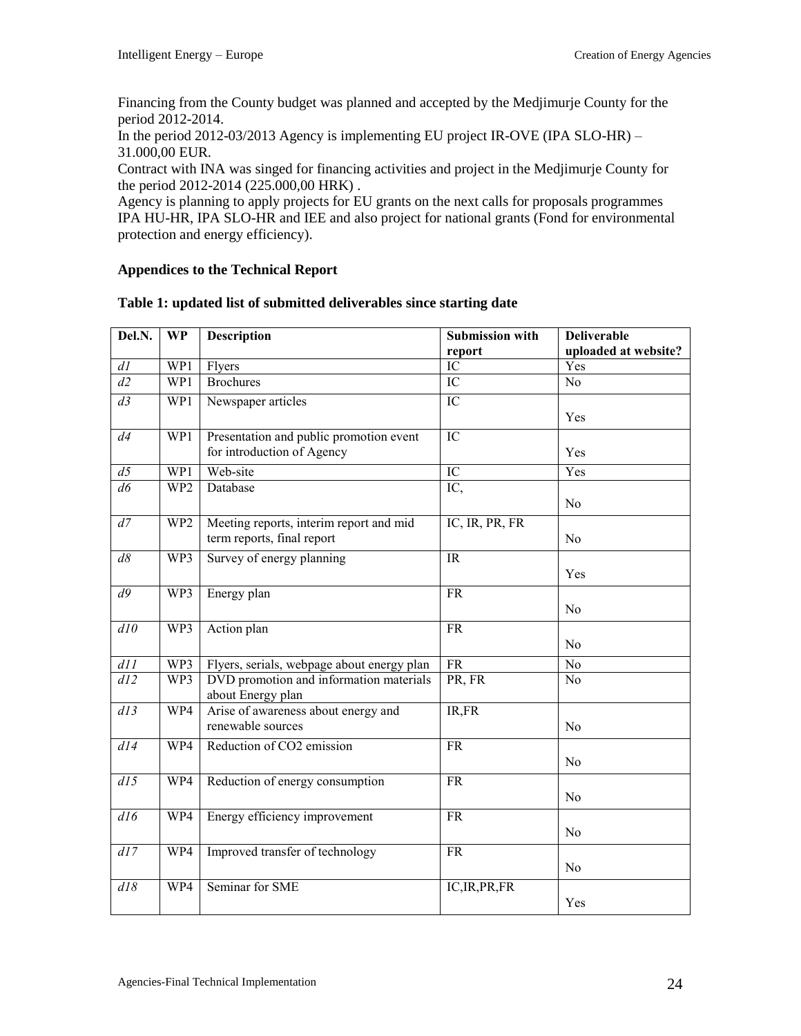Financing from the County budget was planned and accepted by the Medjimurje County for the period 2012-2014.
In the period 2012-03/2013 Agency is implementing EU project IR-OVE (IPA SLO-HR) – 31.000,00 EUR.
Contract with INA was singed for financing activities and project in the Medjimurje County for the period 2012-2014 (225.000,00 HRK) .
Agency is planning to apply projects for EU grants on the next calls for proposals programmes IPA HU-HR, IPA SLO-HR and IEE and also project for national grants (Fond for environmental protection and energy efficiency).

**Appendices to the Technical Report**

**Table 1: updated list of submitted deliverables since starting date**

| Del.N. | WP | Description | Submission with report | Deliverable uploaded at website? |
|---|---|---|---|---|
| *d1* | WP1 | Flyers | IC | Yes |
| *d2* | WP1 | Brochures | IC | No |
| *d3* | WP1 | Newspaper articles | IC | Yes |
| *d4* | WP1 | Presentation and public promotion event for introduction of Agency | IC | Yes |
| *d5* | WP1 | Web-site | IC | Yes |
| *d6* | WP2 | Database | IC, | No |
| *d7* | WP2 | Meeting reports, interim report and mid term reports, final report | IC, IR, PR, FR | No |
| *d8* | WP3 | Survey of energy planning | IR | Yes |
| *d9* | WP3 | Energy plan | FR | No |
| *d10* | WP3 | Action plan | FR | No |
| *d11* | WP3 | Flyers, serials, webpage about energy plan | FR | No |
| *d12* | WP3 | DVD promotion and information materials about Energy plan | PR, FR | No |
| *d13* | WP4 | Arise of awareness about energy and renewable sources | IR,FR | No |
| *d14* | WP4 | Reduction of CO2 emission | FR | No |
| *d15* | WP4 | Reduction of energy consumption | FR | No |
| *d16* | WP4 | Energy efficiency improvement | FR | No |
| *d17* | WP4 | Improved transfer of technology | FR | No |
| *d18* | WP4 | Seminar for SME | IC,IR,PR,FR | Yes |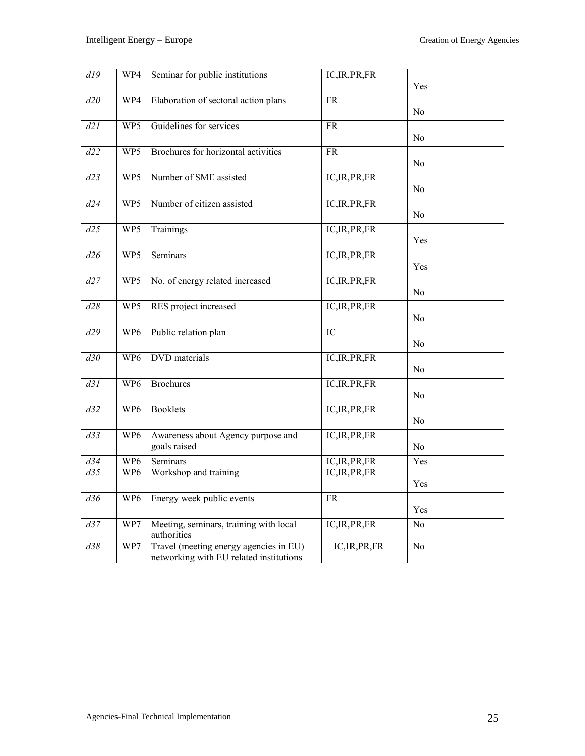| | | | | |
|---|---|---|---|---|
| *d19* | WP4 | Seminar for public institutions | IC,IR,PR,FR | Yes |
| *d20* | WP4 | Elaboration of sectoral action plans | FR | No |
| *d21* | WP5 | Guidelines for services | FR | No |
| *d22* | WP5 | Brochures for horizontal activities | FR | No |
| *d23* | WP5 | Number of SME assisted | IC,IR,PR,FR | No |
| *d24* | WP5 | Number of citizen assisted | IC,IR,PR,FR | No |
| *d25* | WP5 | Trainings | IC,IR,PR,FR | Yes |
| *d26* | WP5 | Seminars | IC,IR,PR,FR | Yes |
| *d27* | WP5 | No. of energy related increased | IC,IR,PR,FR | No |
| *d28* | WP5 | RES project increased | IC,IR,PR,FR | No |
| *d29* | WP6 | Public relation plan | IC | No |
| *d30* | WP6 | DVD materials | IC,IR,PR,FR | No |
| *d31* | WP6 | Brochures | IC,IR,PR,FR | No |
| *d32* | WP6 | Booklets | IC,IR,PR,FR | No |
| *d33* | WP6 | Awareness about Agency purpose and goals raised | IC,IR,PR,FR | No |
| *d34* | WP6 | Seminars | IC,IR,PR,FR | Yes |
| *d35* | WP6 | Workshop and training | IC,IR,PR,FR | Yes |
| *d36* | WP6 | Energy week public events | FR | Yes |
| *d37* | WP7 | Meeting, seminars, training with local authorities | IC,IR,PR,FR | No |
| *d38* | WP7 | Travel (meeting energy agencies in EU) networking with EU related institutions | IC,IR,PR,FR | No |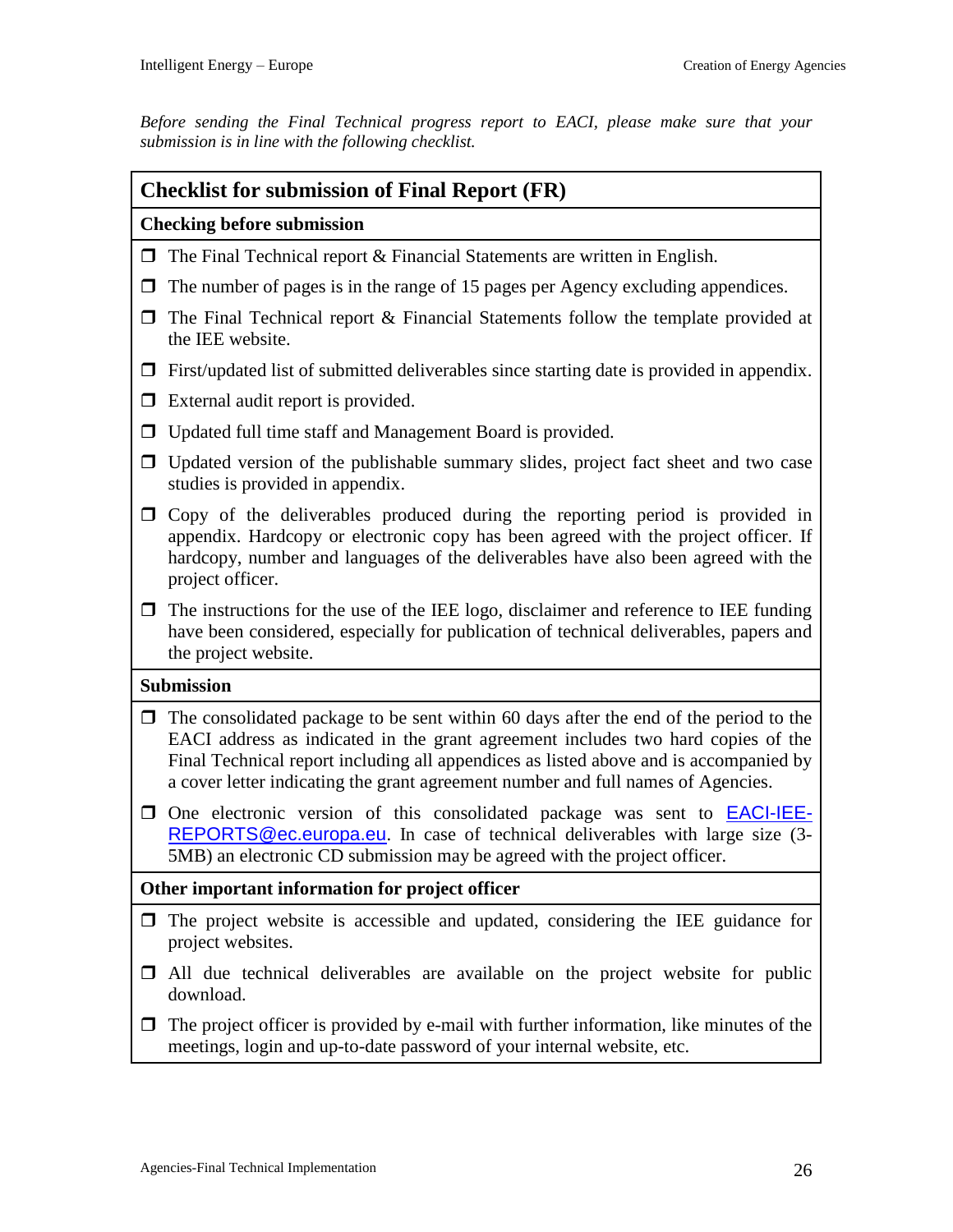*Before sending the Final Technical progress report to EACI, please make sure that your submission is in line with the following checklist.*

## Checklist for submission of Final Report (FR)

### Checking before submission

- ❒ The Final Technical report & Financial Statements are written in English.
- ❒ The number of pages is in the range of 15 pages per Agency excluding appendices.
- ❒ The Final Technical report & Financial Statements follow the template provided at the IEE website.
- ❒ First/updated list of submitted deliverables since starting date is provided in appendix.
- ❒ External audit report is provided.
- ❒ Updated full time staff and Management Board is provided.
- ❒ Updated version of the publishable summary slides, project fact sheet and two case studies is provided in appendix.
- ❒ Copy of the deliverables produced during the reporting period is provided in appendix. Hardcopy or electronic copy has been agreed with the project officer. If hardcopy, number and languages of the deliverables have also been agreed with the project officer.
- ❒ The instructions for the use of the IEE logo, disclaimer and reference to IEE funding have been considered, especially for publication of technical deliverables, papers and the project website.

### Submission

- ❒ The consolidated package to be sent within 60 days after the end of the period to the EACI address as indicated in the grant agreement includes two hard copies of the Final Technical report including all appendices as listed above and is accompanied by a cover letter indicating the grant agreement number and full names of Agencies.
- ❒ One electronic version of this consolidated package was sent to EACI-IEE-REPORTS@ec.europa.eu. In case of technical deliverables with large size (3-5MB) an electronic CD submission may be agreed with the project officer.

### Other important information for project officer

- ❒ The project website is accessible and updated, considering the IEE guidance for project websites.
- ❒ All due technical deliverables are available on the project website for public download.
- ❒ The project officer is provided by e-mail with further information, like minutes of the meetings, login and up-to-date password of your internal website, etc.